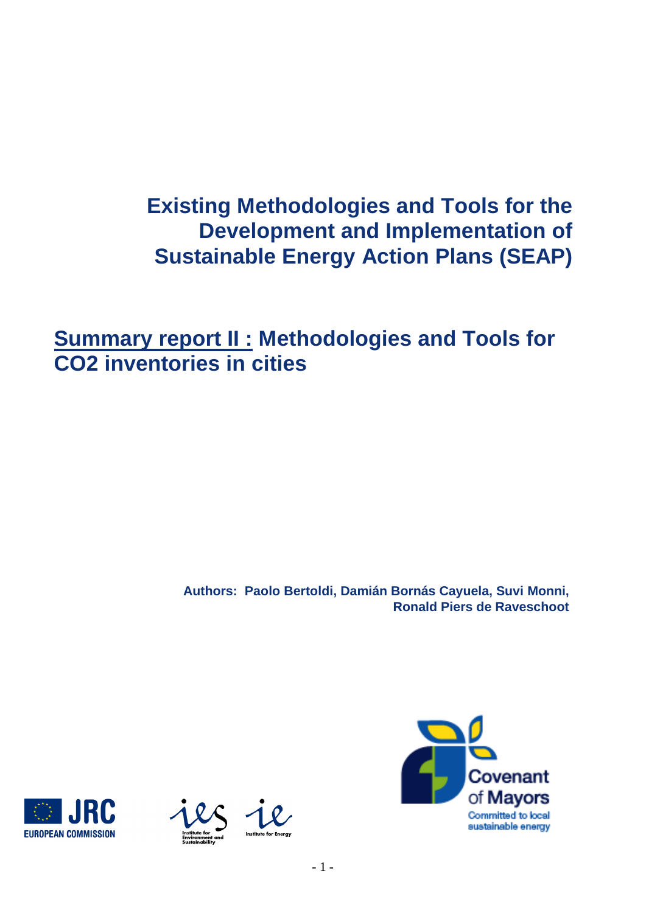# Existing Methodologies and Tools for the Development and Implementation of Sustainable Energy Action Plans (SEAP)

## <u>Summary report II :</u> Methodologies and Tools for CO2 inventories in cities

**Authors: Paolo Bertoldi, Damián Bornás Cayuela, Suvi Monni, Ronald Piers de Raveschoot**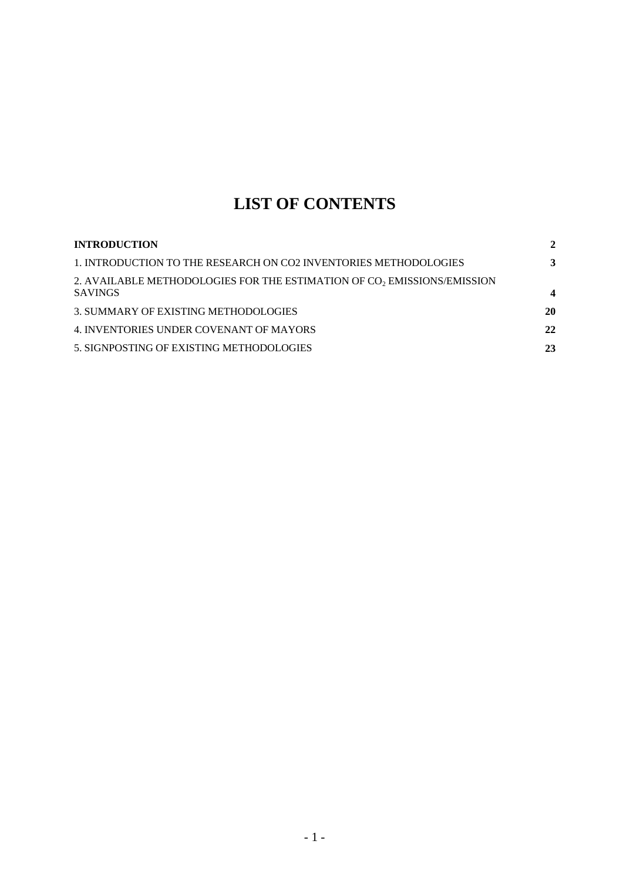# LIST OF CONTENTS

| | |
|---|---|
| **INTRODUCTION** | **2** |
| 1. INTRODUCTION TO THE RESEARCH ON CO2 INVENTORIES METHODOLOGIES | **3** |
| 2. AVAILABLE METHODOLOGIES FOR THE ESTIMATION OF $CO_2$ EMISSIONS/EMISSION SAVINGS | **4** |
| 3. SUMMARY OF EXISTING METHODOLOGIES | **20** |
| 4. INVENTORIES UNDER COVENANT OF MAYORS | **22** |
| 5. SIGNPOSTING OF EXISTING METHODOLOGIES | **23** |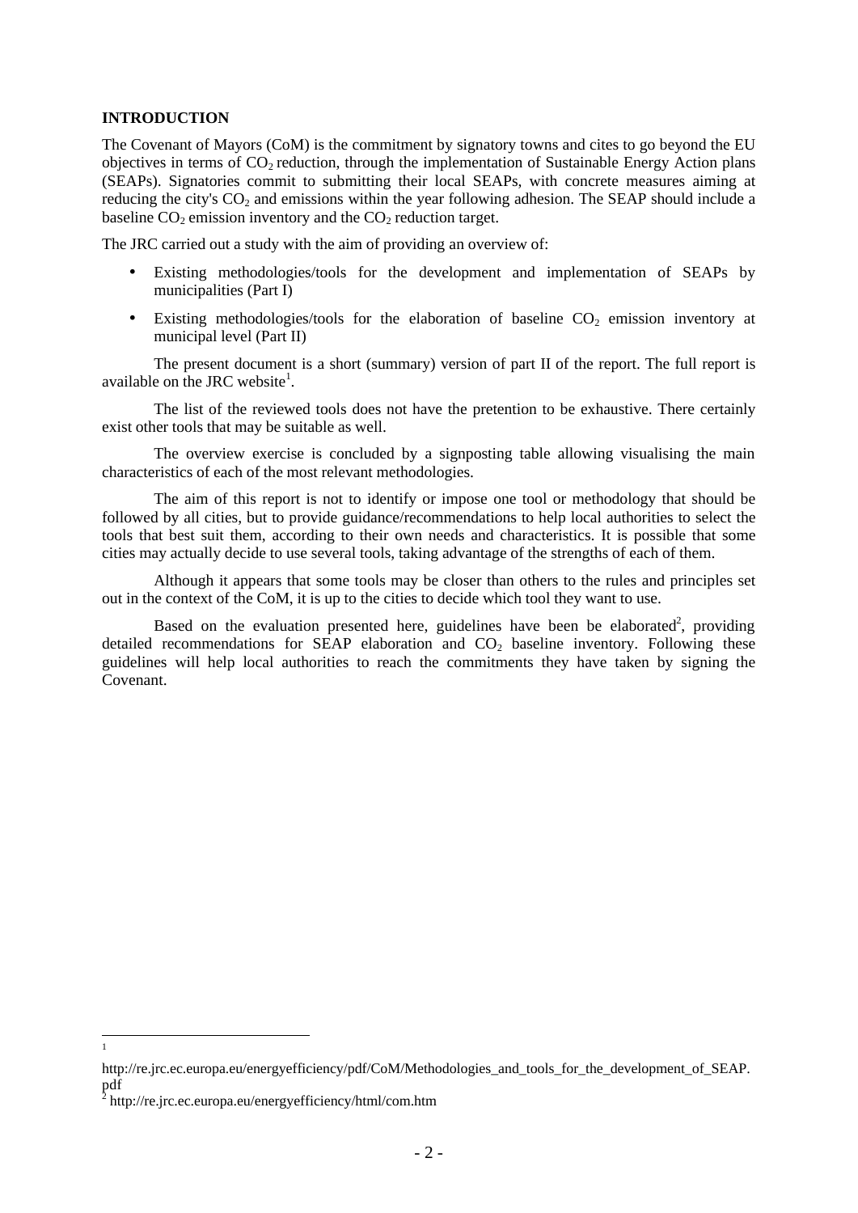**INTRODUCTION**

The Covenant of Mayors (CoM) is the commitment by signatory towns and cites to go beyond the EU objectives in terms of $CO_2$ reduction, through the implementation of Sustainable Energy Action plans (SEAPs). Signatories commit to submitting their local SEAPs, with concrete measures aiming at reducing the city's $CO_2$ and emissions within the year following adhesion. The SEAP should include a baseline $CO_2$ emission inventory and the $CO_2$ reduction target.

The JRC carried out a study with the aim of providing an overview of:

- Existing methodologies/tools for the development and implementation of SEAPs by municipalities (Part I)
- Existing methodologies/tools for the elaboration of baseline $CO_2$ emission inventory at municipal level (Part II)

The present document is a short (summary) version of part II of the report. The full report is available on the JRC website[1].

The list of the reviewed tools does not have the pretention to be exhaustive. There certainly exist other tools that may be suitable as well.

The overview exercise is concluded by a signposting table allowing visualising the main characteristics of each of the most relevant methodologies.

The aim of this report is not to identify or impose one tool or methodology that should be followed by all cities, but to provide guidance/recommendations to help local authorities to select the tools that best suit them, according to their own needs and characteristics. It is possible that some cities may actually decide to use several tools, taking advantage of the strengths of each of them.

Although it appears that some tools may be closer than others to the rules and principles set out in the context of the CoM, it is up to the cities to decide which tool they want to use.

Based on the evaluation presented here, guidelines have been be elaborated[2], providing detailed recommendations for SEAP elaboration and $CO_2$ baseline inventory. Following these guidelines will help local authorities to reach the commitments they have taken by signing the Covenant.

---

[1] http://re.jrc.ec.europa.eu/energyefficiency/pdf/CoM/Methodologies_and_tools_for_the_development_of_SEAP.pdf

[2] http://re.jrc.ec.europa.eu/energyefficiency/html/com.htm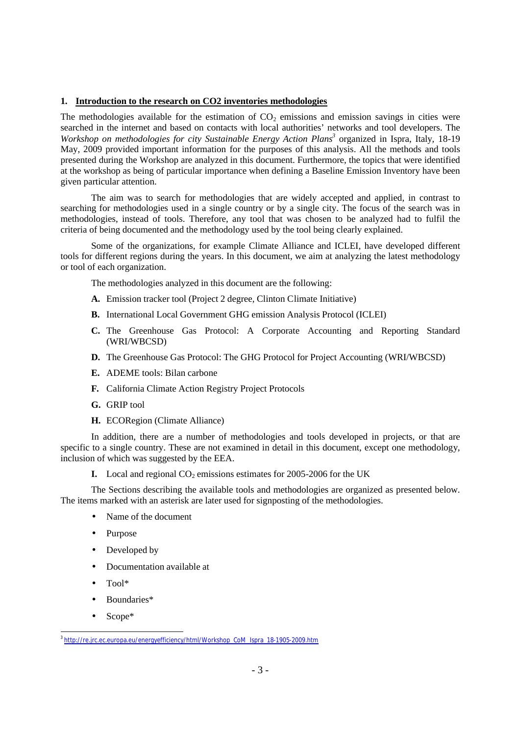## 1. Introduction to the research on CO2 inventories methodologies

The methodologies available for the estimation of $CO_2$ emissions and emission savings in cities were searched in the internet and based on contacts with local authorities' networks and tool developers. The *Workshop on methodologies for city Sustainable Energy Action Plans*[3] organized in Ispra, Italy, 18-19 May, 2009 provided important information for the purposes of this analysis. All the methods and tools presented during the Workshop are analyzed in this document. Furthermore, the topics that were identified at the workshop as being of particular importance when defining a Baseline Emission Inventory have been given particular attention.

The aim was to search for methodologies that are widely accepted and applied, in contrast to searching for methodologies used in a single country or by a single city. The focus of the search was in methodologies, instead of tools. Therefore, any tool that was chosen to be analyzed had to fulfil the criteria of being documented and the methodology used by the tool being clearly explained.

Some of the organizations, for example Climate Alliance and ICLEI, have developed different tools for different regions during the years. In this document, we aim at analyzing the latest methodology or tool of each organization.

The methodologies analyzed in this document are the following:

**A.** Emission tracker tool (Project 2 degree, Clinton Climate Initiative)

**B.** International Local Government GHG emission Analysis Protocol (ICLEI)

**C.** The Greenhouse Gas Protocol: A Corporate Accounting and Reporting Standard (WRI/WBCSD)

**D.** The Greenhouse Gas Protocol: The GHG Protocol for Project Accounting (WRI/WBCSD)

**E.** ADEME tools: Bilan carbone

**F.** California Climate Action Registry Project Protocols

**G.** GRIP tool

**H.** ECORegion (Climate Alliance)

In addition, there are a number of methodologies and tools developed in projects, or that are specific to a single country. These are not examined in detail in this document, except one methodology, inclusion of which was suggested by the EEA.

**I.** Local and regional $CO_2$ emissions estimates for 2005-2006 for the UK

The Sections describing the available tools and methodologies are organized as presented below. The items marked with an asterisk are later used for signposting of the methodologies.

- Name of the document
- Purpose
- Developed by
- Documentation available at
- Tool*
- Boundaries*
- Scope*

[3] http://re.jrc.ec.europa.eu/energyefficiency/html/Workshop_CoM_Ispra_18-1905-2009.htm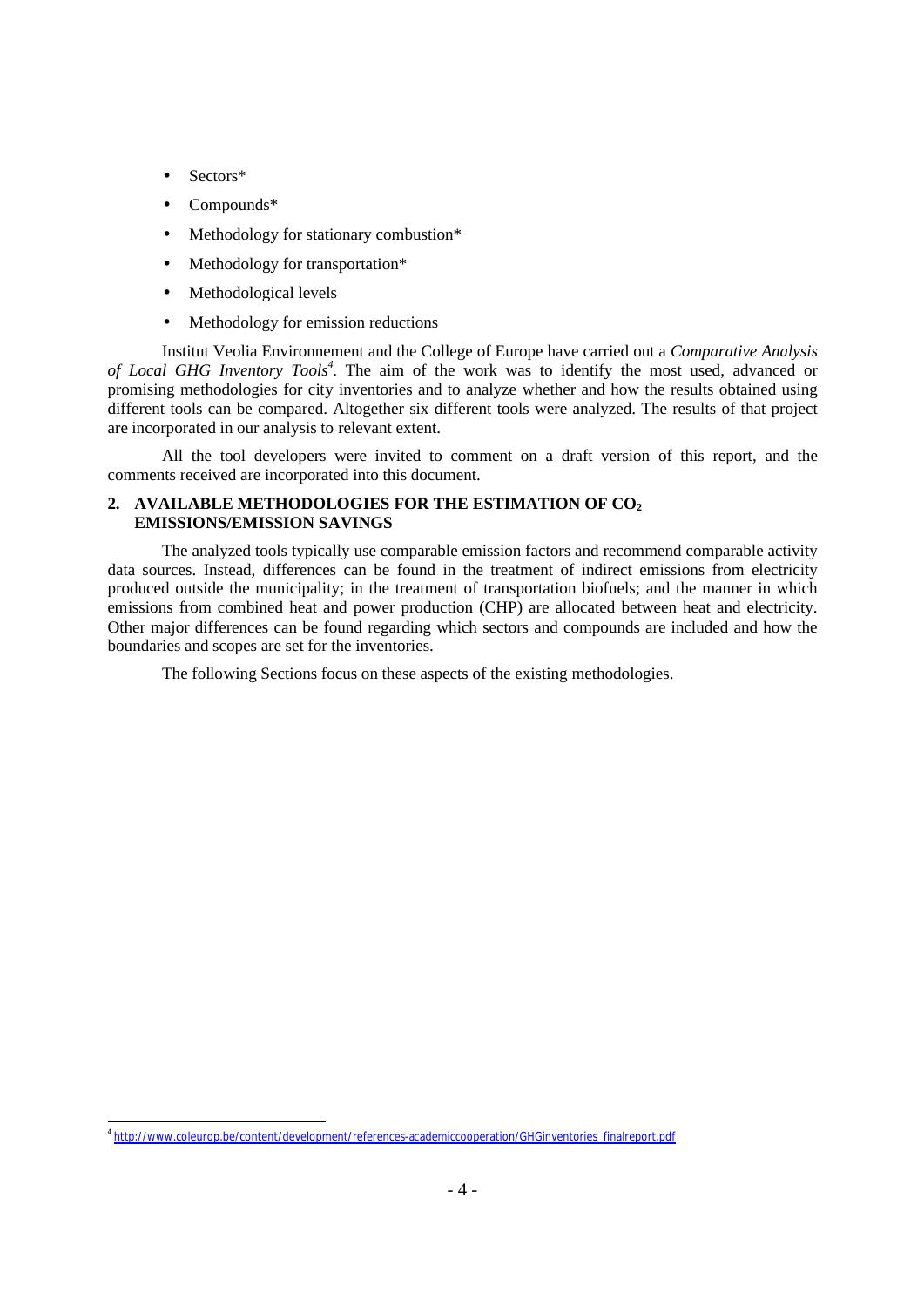- Sectors*
- Compounds*
- Methodology for stationary combustion*
- Methodology for transportation*
- Methodological levels
- Methodology for emission reductions

Institut Veolia Environnement and the College of Europe have carried out a *Comparative Analysis of Local GHG Inventory Tools*[4]. The aim of the work was to identify the most used, advanced or promising methodologies for city inventories and to analyze whether and how the results obtained using different tools can be compared. Altogether six different tools were analyzed. The results of that project are incorporated in our analysis to relevant extent.

All the tool developers were invited to comment on a draft version of this report, and the comments received are incorporated into this document.

## 2. AVAILABLE METHODOLOGIES FOR THE ESTIMATION OF $CO_2$ EMISSIONS/EMISSION SAVINGS

The analyzed tools typically use comparable emission factors and recommend comparable activity data sources. Instead, differences can be found in the treatment of indirect emissions from electricity produced outside the municipality; in the treatment of transportation biofuels; and the manner in which emissions from combined heat and power production (CHP) are allocated between heat and electricity. Other major differences can be found regarding which sectors and compounds are included and how the boundaries and scopes are set for the inventories.

The following Sections focus on these aspects of the existing methodologies.

[4] http://www.coleurop.be/content/development/references-academiccooperation/GHGinventories_finalreport.pdf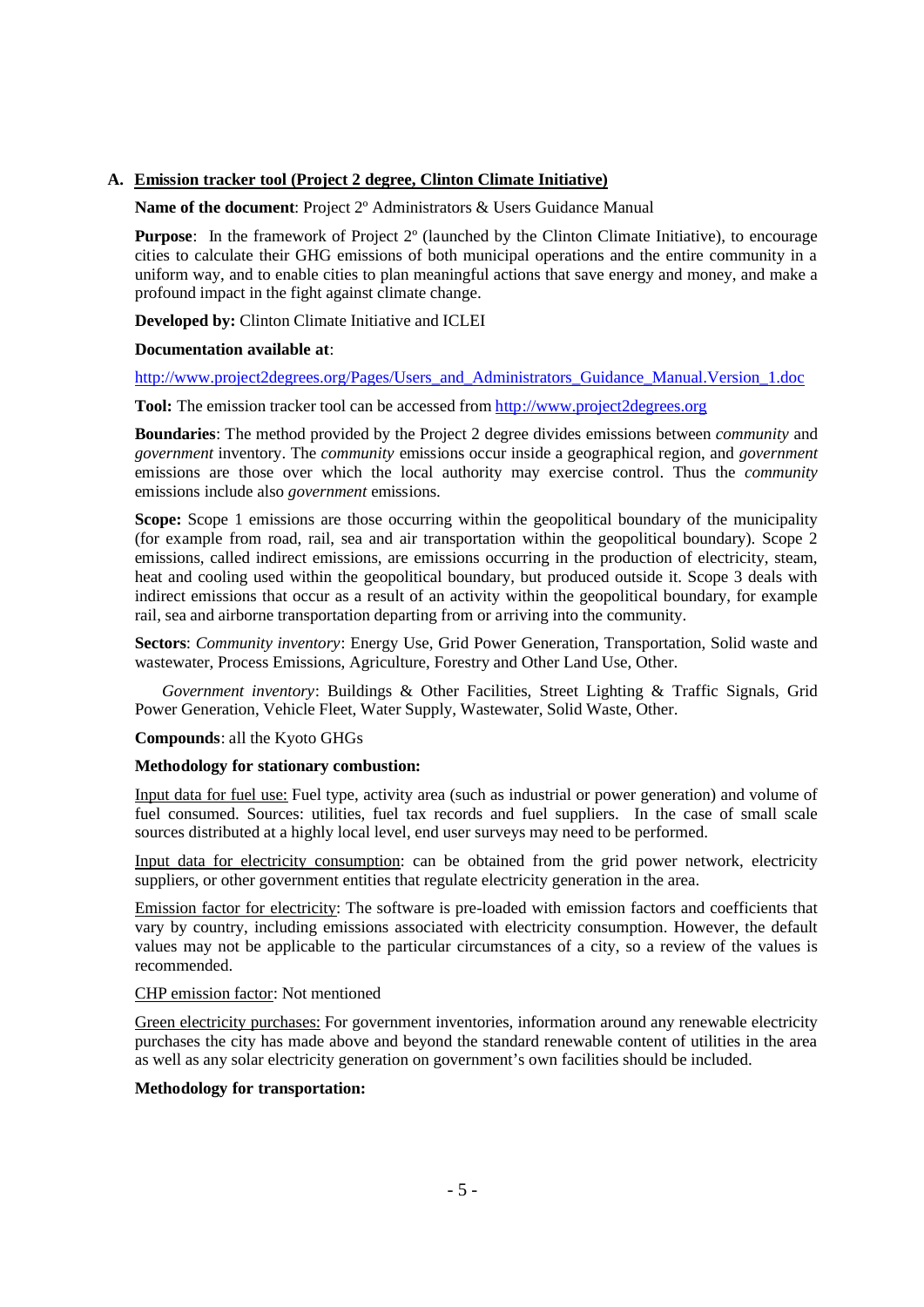## A. Emission tracker tool (Project 2 degree, Clinton Climate Initiative)

**Name of the document**: Project 2º Administrators & Users Guidance Manual

**Purpose**: In the framework of Project 2º (launched by the Clinton Climate Initiative), to encourage cities to calculate their GHG emissions of both municipal operations and the entire community in a uniform way, and to enable cities to plan meaningful actions that save energy and money, and make a profound impact in the fight against climate change.

**Developed by:** Clinton Climate Initiative and ICLEI

**Documentation available at**:

http://www.project2degrees.org/Pages/Users_and_Administrators_Guidance_Manual.Version_1.doc

**Tool:** The emission tracker tool can be accessed from http://www.project2degrees.org

**Boundaries**: The method provided by the Project 2 degree divides emissions between *community* and *government* inventory. The *community* emissions occur inside a geographical region, and *government* emissions are those over which the local authority may exercise control. Thus the *community* emissions include also *government* emissions.

**Scope:** Scope 1 emissions are those occurring within the geopolitical boundary of the municipality (for example from road, rail, sea and air transportation within the geopolitical boundary). Scope 2 emissions, called indirect emissions, are emissions occurring in the production of electricity, steam, heat and cooling used within the geopolitical boundary, but produced outside it. Scope 3 deals with indirect emissions that occur as a result of an activity within the geopolitical boundary, for example rail, sea and airborne transportation departing from or arriving into the community.

**Sectors**: *Community inventory*: Energy Use, Grid Power Generation, Transportation, Solid waste and wastewater, Process Emissions, Agriculture, Forestry and Other Land Use, Other.

*Government inventory*: Buildings & Other Facilities, Street Lighting & Traffic Signals, Grid Power Generation, Vehicle Fleet, Water Supply, Wastewater, Solid Waste, Other.

**Compounds**: all the Kyoto GHGs

**Methodology for stationary combustion:**

Input data for fuel use: Fuel type, activity area (such as industrial or power generation) and volume of fuel consumed. Sources: utilities, fuel tax records and fuel suppliers. In the case of small scale sources distributed at a highly local level, end user surveys may need to be performed.

Input data for electricity consumption: can be obtained from the grid power network, electricity suppliers, or other government entities that regulate electricity generation in the area.

Emission factor for electricity: The software is pre-loaded with emission factors and coefficients that vary by country, including emissions associated with electricity consumption. However, the default values may not be applicable to the particular circumstances of a city, so a review of the values is recommended.

CHP emission factor: Not mentioned

Green electricity purchases: For government inventories, information around any renewable electricity purchases the city has made above and beyond the standard renewable content of utilities in the area as well as any solar electricity generation on government's own facilities should be included.

**Methodology for transportation:**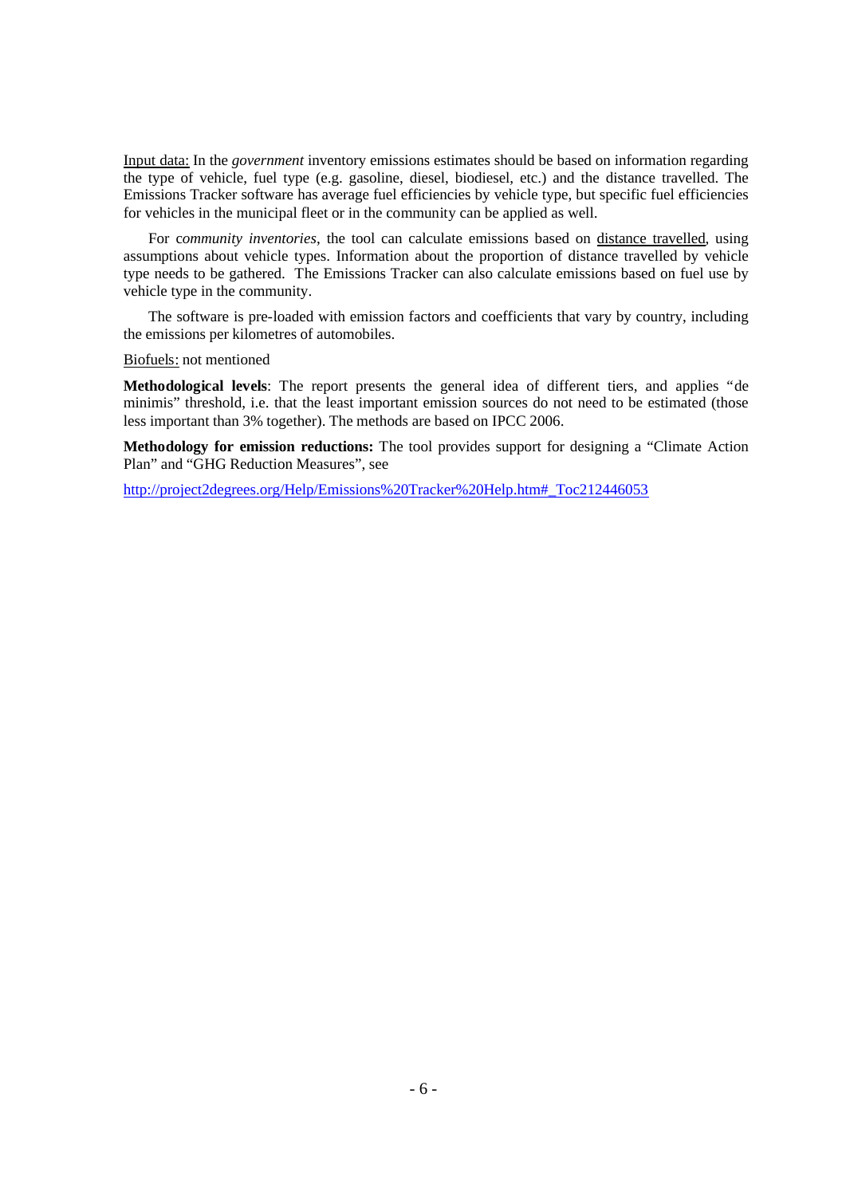Input data: In the *government* inventory emissions estimates should be based on information regarding the type of vehicle, fuel type (e.g. gasoline, diesel, biodiesel, etc.) and the distance travelled. The Emissions Tracker software has average fuel efficiencies by vehicle type, but specific fuel efficiencies for vehicles in the municipal fleet or in the community can be applied as well.

For *community inventories*, the tool can calculate emissions based on distance travelled, using assumptions about vehicle types. Information about the proportion of distance travelled by vehicle type needs to be gathered. The Emissions Tracker can also calculate emissions based on fuel use by vehicle type in the community.

The software is pre-loaded with emission factors and coefficients that vary by country, including the emissions per kilometres of automobiles.

Biofuels: not mentioned

**Methodological levels**: The report presents the general idea of different tiers, and applies "de minimis" threshold, i.e. that the least important emission sources do not need to be estimated (those less important than 3% together). The methods are based on IPCC 2006.

**Methodology for emission reductions:** The tool provides support for designing a "Climate Action Plan" and "GHG Reduction Measures", see

http://project2degrees.org/Help/Emissions%20Tracker%20Help.htm#_Toc212446053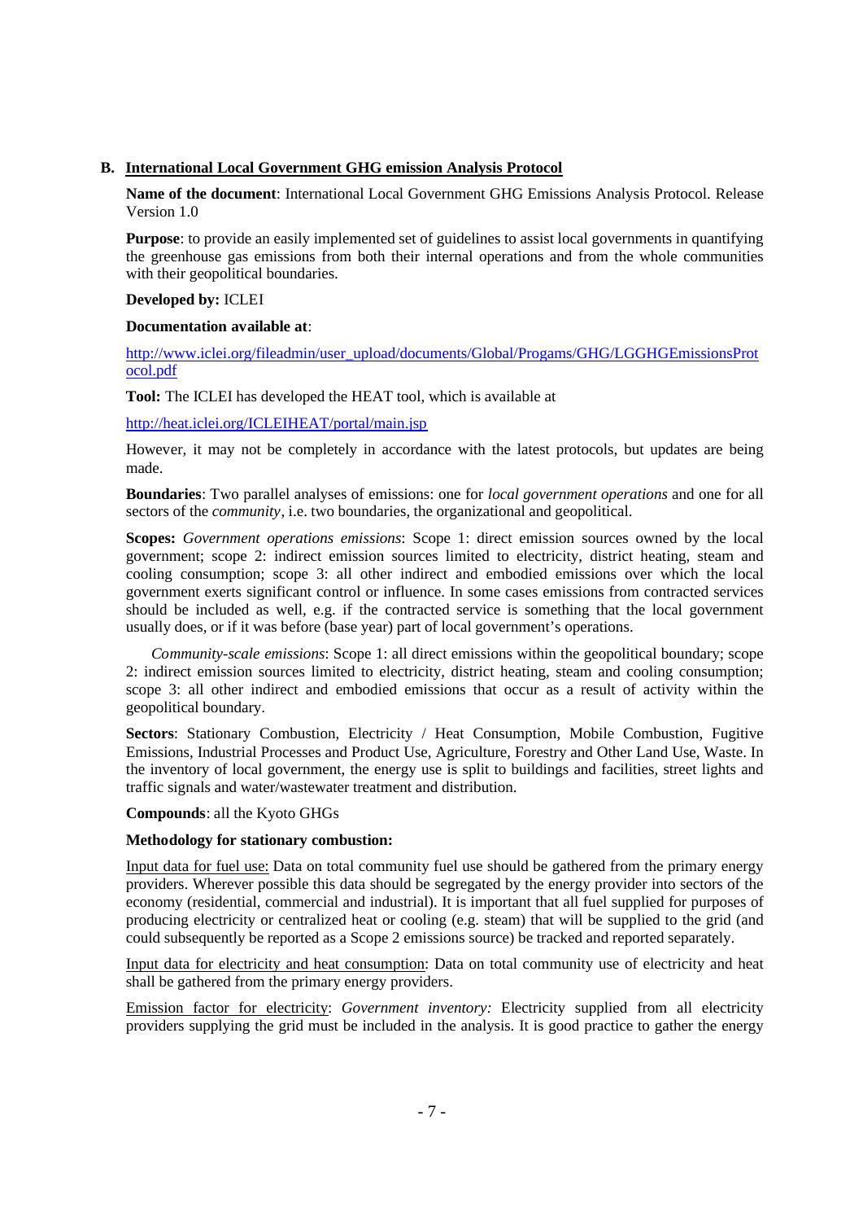## B. International Local Government GHG emission Analysis Protocol

**Name of the document**: International Local Government GHG Emissions Analysis Protocol. Release Version 1.0

**Purpose**: to provide an easily implemented set of guidelines to assist local governments in quantifying the greenhouse gas emissions from both their internal operations and from the whole communities with their geopolitical boundaries.

**Developed by:** ICLEI

**Documentation available at**:

http://www.iclei.org/fileadmin/user_upload/documents/Global/Progams/GHG/LGGHGEmissionsProtocol.pdf

**Tool:** The ICLEI has developed the HEAT tool, which is available at

http://heat.iclei.org/ICLEIHEAT/portal/main.jsp

However, it may not be completely in accordance with the latest protocols, but updates are being made.

**Boundaries**: Two parallel analyses of emissions: one for *local government operations* and one for all sectors of the *community*, i.e. two boundaries, the organizational and geopolitical.

**Scopes:** *Government operations emissions*: Scope 1: direct emission sources owned by the local government; scope 2: indirect emission sources limited to electricity, district heating, steam and cooling consumption; scope 3: all other indirect and embodied emissions over which the local government exerts significant control or influence. In some cases emissions from contracted services should be included as well, e.g. if the contracted service is something that the local government usually does, or if it was before (base year) part of local government's operations.

*Community-scale emissions*: Scope 1: all direct emissions within the geopolitical boundary; scope 2: indirect emission sources limited to electricity, district heating, steam and cooling consumption; scope 3: all other indirect and embodied emissions that occur as a result of activity within the geopolitical boundary.

**Sectors**: Stationary Combustion, Electricity / Heat Consumption, Mobile Combustion, Fugitive Emissions, Industrial Processes and Product Use, Agriculture, Forestry and Other Land Use, Waste. In the inventory of local government, the energy use is split to buildings and facilities, street lights and traffic signals and water/wastewater treatment and distribution.

**Compounds**: all the Kyoto GHGs

**Methodology for stationary combustion:**

Input data for fuel use: Data on total community fuel use should be gathered from the primary energy providers. Wherever possible this data should be segregated by the energy provider into sectors of the economy (residential, commercial and industrial). It is important that all fuel supplied for purposes of producing electricity or centralized heat or cooling (e.g. steam) that will be supplied to the grid (and could subsequently be reported as a Scope 2 emissions source) be tracked and reported separately.

Input data for electricity and heat consumption: Data on total community use of electricity and heat shall be gathered from the primary energy providers.

Emission factor for electricity: *Government inventory:* Electricity supplied from all electricity providers supplying the grid must be included in the analysis. It is good practice to gather the energy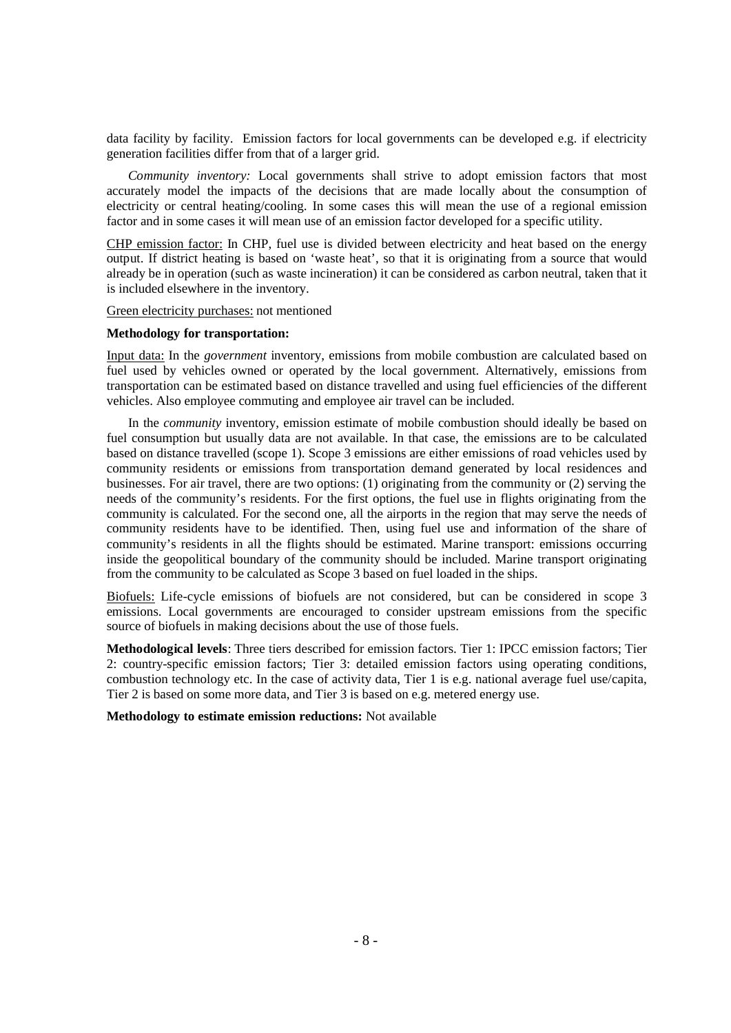data facility by facility. Emission factors for local governments can be developed e.g. if electricity generation facilities differ from that of a larger grid.

*Community inventory:* Local governments shall strive to adopt emission factors that most accurately model the impacts of the decisions that are made locally about the consumption of electricity or central heating/cooling. In some cases this will mean the use of a regional emission factor and in some cases it will mean use of an emission factor developed for a specific utility.

CHP emission factor: In CHP, fuel use is divided between electricity and heat based on the energy output. If district heating is based on 'waste heat', so that it is originating from a source that would already be in operation (such as waste incineration) it can be considered as carbon neutral, taken that it is included elsewhere in the inventory.

Green electricity purchases: not mentioned

**Methodology for transportation:**

Input data: In the *government* inventory, emissions from mobile combustion are calculated based on fuel used by vehicles owned or operated by the local government. Alternatively, emissions from transportation can be estimated based on distance travelled and using fuel efficiencies of the different vehicles. Also employee commuting and employee air travel can be included.

In the *community* inventory, emission estimate of mobile combustion should ideally be based on fuel consumption but usually data are not available. In that case, the emissions are to be calculated based on distance travelled (scope 1). Scope 3 emissions are either emissions of road vehicles used by community residents or emissions from transportation demand generated by local residences and businesses. For air travel, there are two options: (1) originating from the community or (2) serving the needs of the community's residents. For the first options, the fuel use in flights originating from the community is calculated. For the second one, all the airports in the region that may serve the needs of community residents have to be identified. Then, using fuel use and information of the share of community's residents in all the flights should be estimated. Marine transport: emissions occurring inside the geopolitical boundary of the community should be included. Marine transport originating from the community to be calculated as Scope 3 based on fuel loaded in the ships.

Biofuels: Life-cycle emissions of biofuels are not considered, but can be considered in scope 3 emissions. Local governments are encouraged to consider upstream emissions from the specific source of biofuels in making decisions about the use of those fuels.

**Methodological levels**: Three tiers described for emission factors. Tier 1: IPCC emission factors; Tier 2: country-specific emission factors; Tier 3: detailed emission factors using operating conditions, combustion technology etc. In the case of activity data, Tier 1 is e.g. national average fuel use/capita, Tier 2 is based on some more data, and Tier 3 is based on e.g. metered energy use.

**Methodology to estimate emission reductions:** Not available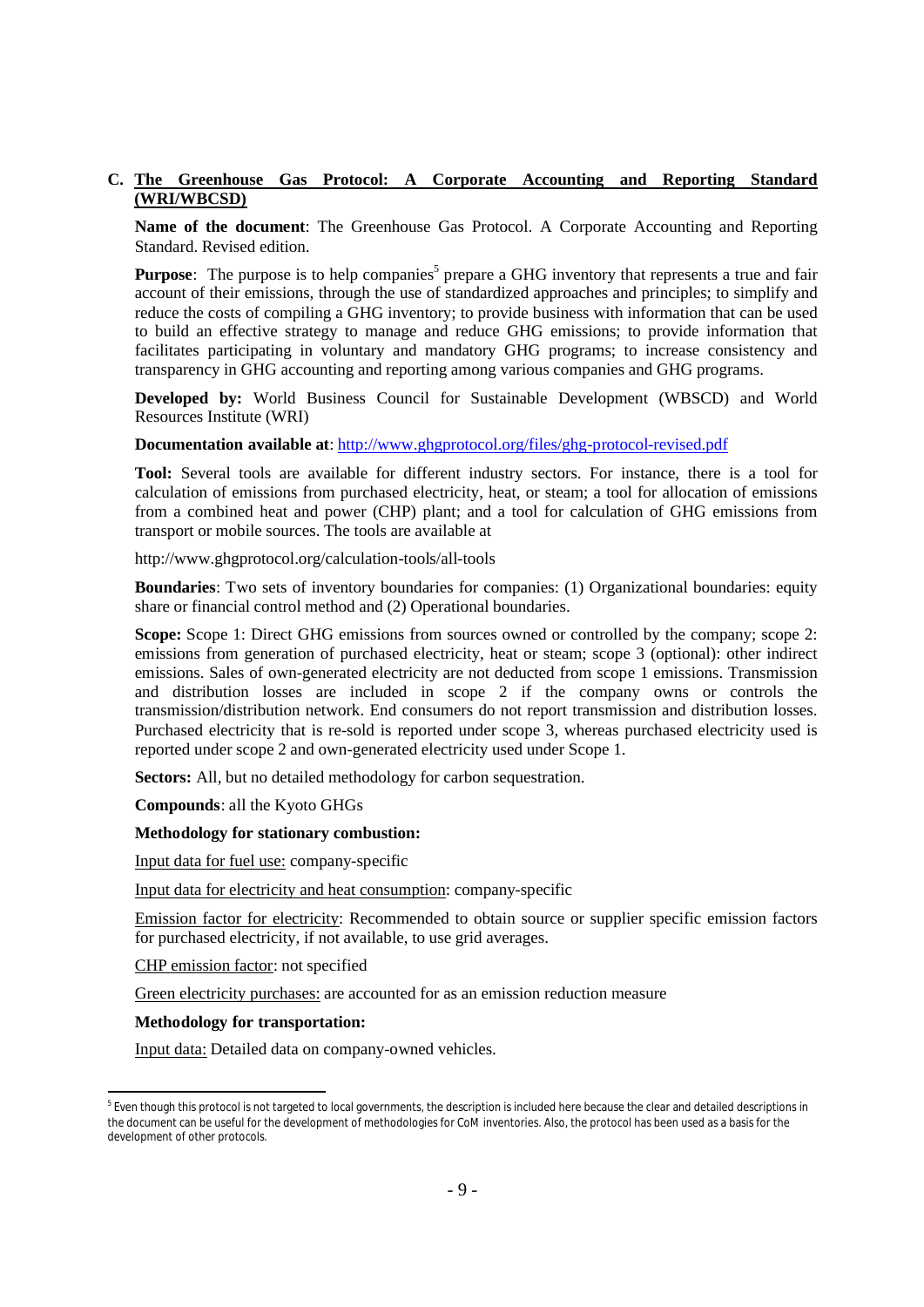### C. The Greenhouse Gas Protocol: A Corporate Accounting and Reporting Standard (WRI/WBCSD)

**Name of the document**: The Greenhouse Gas Protocol. A Corporate Accounting and Reporting Standard. Revised edition.

**Purpose**: The purpose is to help companies[5] prepare a GHG inventory that represents a true and fair account of their emissions, through the use of standardized approaches and principles; to simplify and reduce the costs of compiling a GHG inventory; to provide business with information that can be used to build an effective strategy to manage and reduce GHG emissions; to provide information that facilitates participating in voluntary and mandatory GHG programs; to increase consistency and transparency in GHG accounting and reporting among various companies and GHG programs.

**Developed by:** World Business Council for Sustainable Development (WBSCD) and World Resources Institute (WRI)

**Documentation available at**: http://www.ghgprotocol.org/files/ghg-protocol-revised.pdf

**Tool:** Several tools are available for different industry sectors. For instance, there is a tool for calculation of emissions from purchased electricity, heat, or steam; a tool for allocation of emissions from a combined heat and power (CHP) plant; and a tool for calculation of GHG emissions from transport or mobile sources. The tools are available at

http://www.ghgprotocol.org/calculation-tools/all-tools

**Boundaries**: Two sets of inventory boundaries for companies: (1) Organizational boundaries: equity share or financial control method and (2) Operational boundaries.

**Scope:** Scope 1: Direct GHG emissions from sources owned or controlled by the company; scope 2: emissions from generation of purchased electricity, heat or steam; scope 3 (optional): other indirect emissions. Sales of own-generated electricity are not deducted from scope 1 emissions. Transmission and distribution losses are included in scope 2 if the company owns or controls the transmission/distribution network. End consumers do not report transmission and distribution losses. Purchased electricity that is re-sold is reported under scope 3, whereas purchased electricity used is reported under scope 2 and own-generated electricity used under Scope 1.

**Sectors:** All, but no detailed methodology for carbon sequestration.

**Compounds**: all the Kyoto GHGs

**Methodology for stationary combustion:**

Input data for fuel use: company-specific

Input data for electricity and heat consumption: company-specific

Emission factor for electricity: Recommended to obtain source or supplier specific emission factors for purchased electricity, if not available, to use grid averages.

CHP emission factor: not specified

Green electricity purchases: are accounted for as an emission reduction measure

**Methodology for transportation:**

Input data: Detailed data on company-owned vehicles.

[5] Even though this protocol is not targeted to local governments, the description is included here because the clear and detailed descriptions in the document can be useful for the development of methodologies for CoM inventories. Also, the protocol has been used as a basis for the development of other protocols.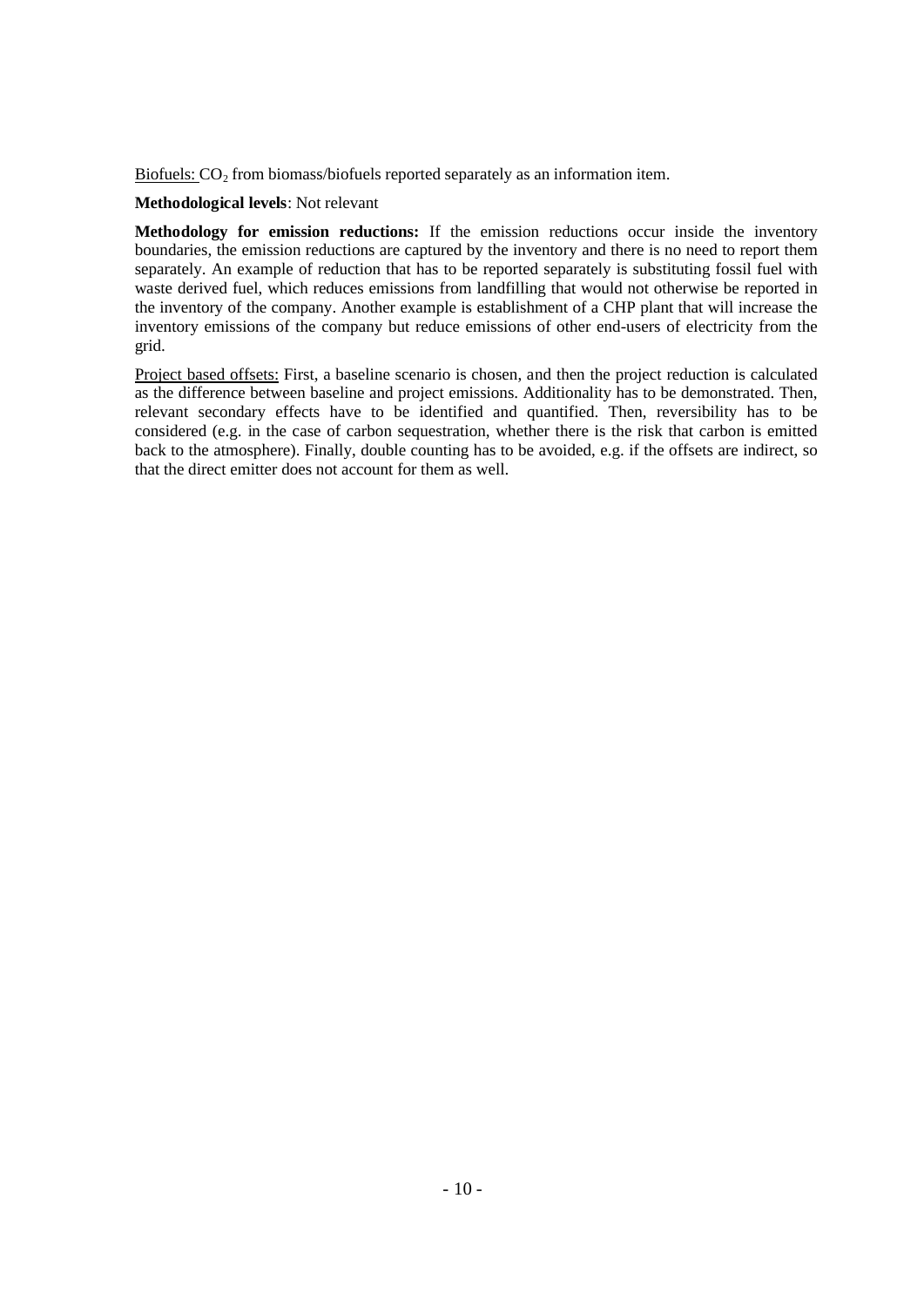Biofuels: $CO_2$ from biomass/biofuels reported separately as an information item.

**Methodological levels**: Not relevant

**Methodology for emission reductions:** If the emission reductions occur inside the inventory boundaries, the emission reductions are captured by the inventory and there is no need to report them separately. An example of reduction that has to be reported separately is substituting fossil fuel with waste derived fuel, which reduces emissions from landfilling that would not otherwise be reported in the inventory of the company. Another example is establishment of a CHP plant that will increase the inventory emissions of the company but reduce emissions of other end-users of electricity from the grid.

Project based offsets: First, a baseline scenario is chosen, and then the project reduction is calculated as the difference between baseline and project emissions. Additionality has to be demonstrated. Then, relevant secondary effects have to be identified and quantified. Then, reversibility has to be considered (e.g. in the case of carbon sequestration, whether there is the risk that carbon is emitted back to the atmosphere). Finally, double counting has to be avoided, e.g. if the offsets are indirect, so that the direct emitter does not account for them as well.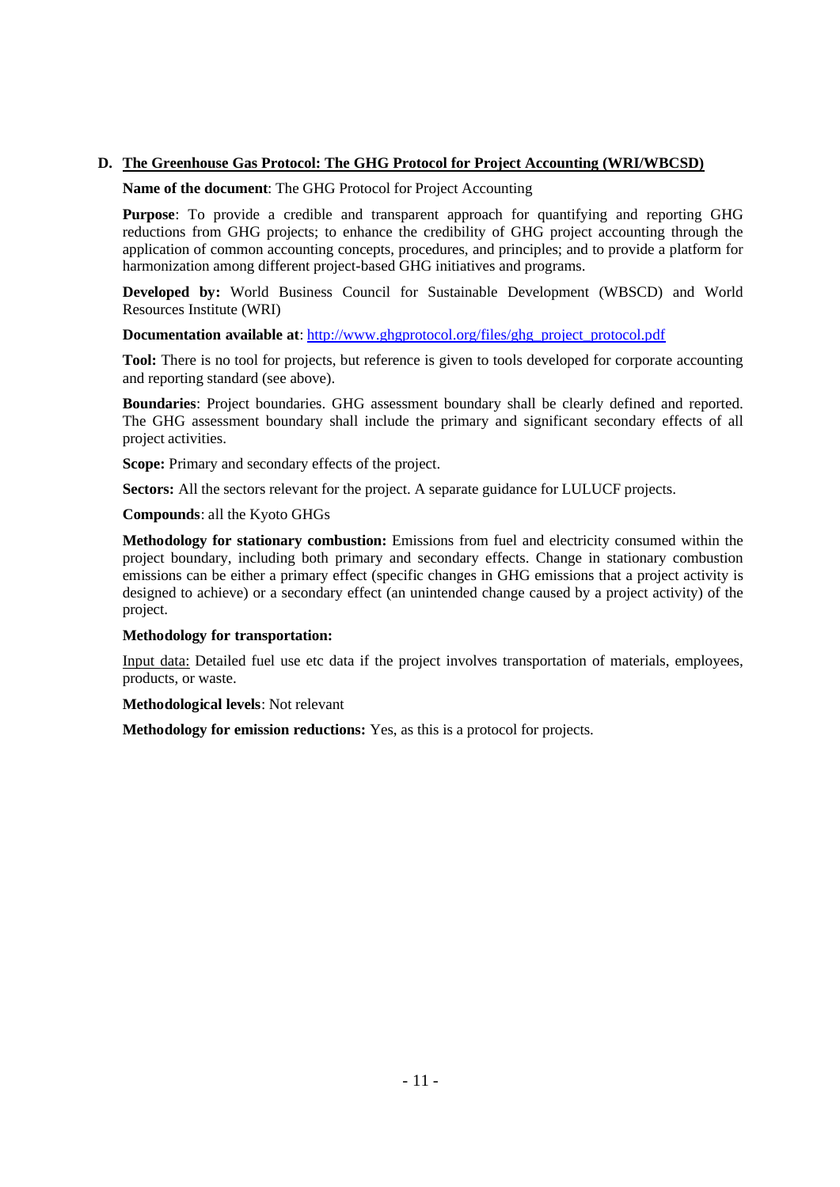### D. The Greenhouse Gas Protocol: The GHG Protocol for Project Accounting (WRI/WBCSD)

**Name of the document**: The GHG Protocol for Project Accounting

**Purpose**: To provide a credible and transparent approach for quantifying and reporting GHG reductions from GHG projects; to enhance the credibility of GHG project accounting through the application of common accounting concepts, procedures, and principles; and to provide a platform for harmonization among different project-based GHG initiatives and programs.

**Developed by:** World Business Council for Sustainable Development (WBSCD) and World Resources Institute (WRI)

**Documentation available at**: [http://www.ghgprotocol.org/files/ghg_project_protocol.pdf](http://www.ghgprotocol.org/files/ghg_project_protocol.pdf)

**Tool:** There is no tool for projects, but reference is given to tools developed for corporate accounting and reporting standard (see above).

**Boundaries**: Project boundaries. GHG assessment boundary shall be clearly defined and reported. The GHG assessment boundary shall include the primary and significant secondary effects of all project activities.

**Scope:** Primary and secondary effects of the project.

**Sectors:** All the sectors relevant for the project. A separate guidance for LULUCF projects.

**Compounds**: all the Kyoto GHGs

**Methodology for stationary combustion:** Emissions from fuel and electricity consumed within the project boundary, including both primary and secondary effects. Change in stationary combustion emissions can be either a primary effect (specific changes in GHG emissions that a project activity is designed to achieve) or a secondary effect (an unintended change caused by a project activity) of the project.

**Methodology for transportation:**

Input data: Detailed fuel use etc data if the project involves transportation of materials, employees, products, or waste.

**Methodological levels**: Not relevant

**Methodology for emission reductions:** Yes, as this is a protocol for projects.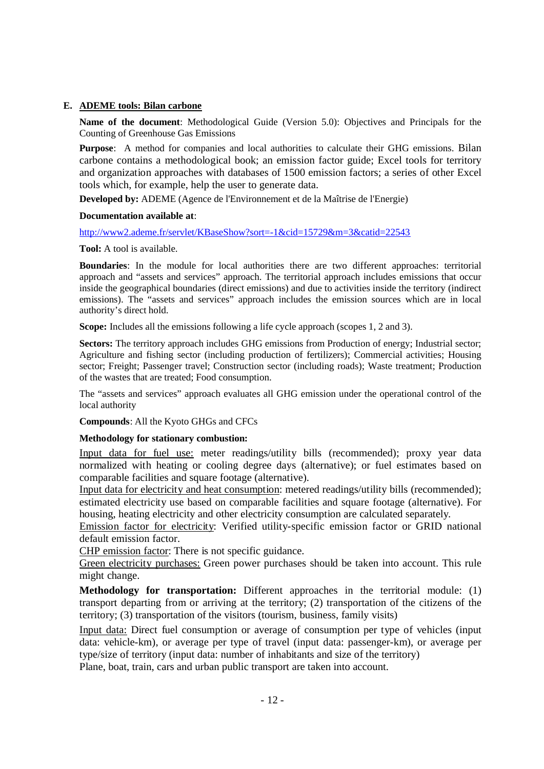### E. ADEME tools: Bilan carbone

**Name of the document**: Methodological Guide (Version 5.0): Objectives and Principals for the Counting of Greenhouse Gas Emissions

**Purpose**: A method for companies and local authorities to calculate their GHG emissions. Bilan carbone contains a methodological book; an emission factor guide; Excel tools for territory and organization approaches with databases of 1500 emission factors; a series of other Excel tools which, for example, help the user to generate data.

**Developed by:** ADEME (Agence de l'Environnement et de la Maîtrise de l'Energie)

**Documentation available at**:

http://www2.ademe.fr/servlet/KBaseShow?sort=-1&cid=15729&m=3&catid=22543

**Tool:** A tool is available.

**Boundaries**: In the module for local authorities there are two different approaches: territorial approach and "assets and services" approach. The territorial approach includes emissions that occur inside the geographical boundaries (direct emissions) and due to activities inside the territory (indirect emissions). The "assets and services" approach includes the emission sources which are in local authority's direct hold.

**Scope:** Includes all the emissions following a life cycle approach (scopes 1, 2 and 3).

**Sectors:** The territory approach includes GHG emissions from Production of energy; Industrial sector; Agriculture and fishing sector (including production of fertilizers); Commercial activities; Housing sector; Freight; Passenger travel; Construction sector (including roads); Waste treatment; Production of the wastes that are treated; Food consumption.

The "assets and services" approach evaluates all GHG emission under the operational control of the local authority

**Compounds**: All the Kyoto GHGs and CFCs

**Methodology for stationary combustion:**

Input data for fuel use: meter readings/utility bills (recommended); proxy year data normalized with heating or cooling degree days (alternative); or fuel estimates based on comparable facilities and square footage (alternative).
Input data for electricity and heat consumption: metered readings/utility bills (recommended); estimated electricity use based on comparable facilities and square footage (alternative). For housing, heating electricity and other electricity consumption are calculated separately.
Emission factor for electricity: Verified utility-specific emission factor or GRID national default emission factor.
CHP emission factor: There is not specific guidance.
Green electricity purchases: Green power purchases should be taken into account. This rule might change.

**Methodology for transportation:** Different approaches in the territorial module: (1) transport departing from or arriving at the territory; (2) transportation of the citizens of the territory; (3) transportation of the visitors (tourism, business, family visits)

Input data: Direct fuel consumption or average of consumption per type of vehicles (input data: vehicle-km), or average per type of travel (input data: passenger-km), or average per type/size of territory (input data: number of inhabitants and size of the territory)
Plane, boat, train, cars and urban public transport are taken into account.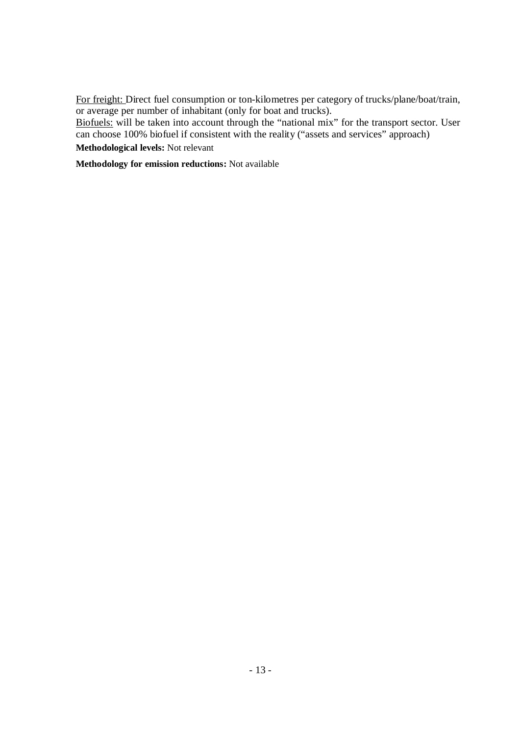For freight: Direct fuel consumption or ton-kilometres per category of trucks/plane/boat/train, or average per number of inhabitant (only for boat and trucks).
Biofuels: will be taken into account through the "national mix" for the transport sector. User can choose 100% biofuel if consistent with the reality ("assets and services" approach)

**Methodological levels:** Not relevant

**Methodology for emission reductions:** Not available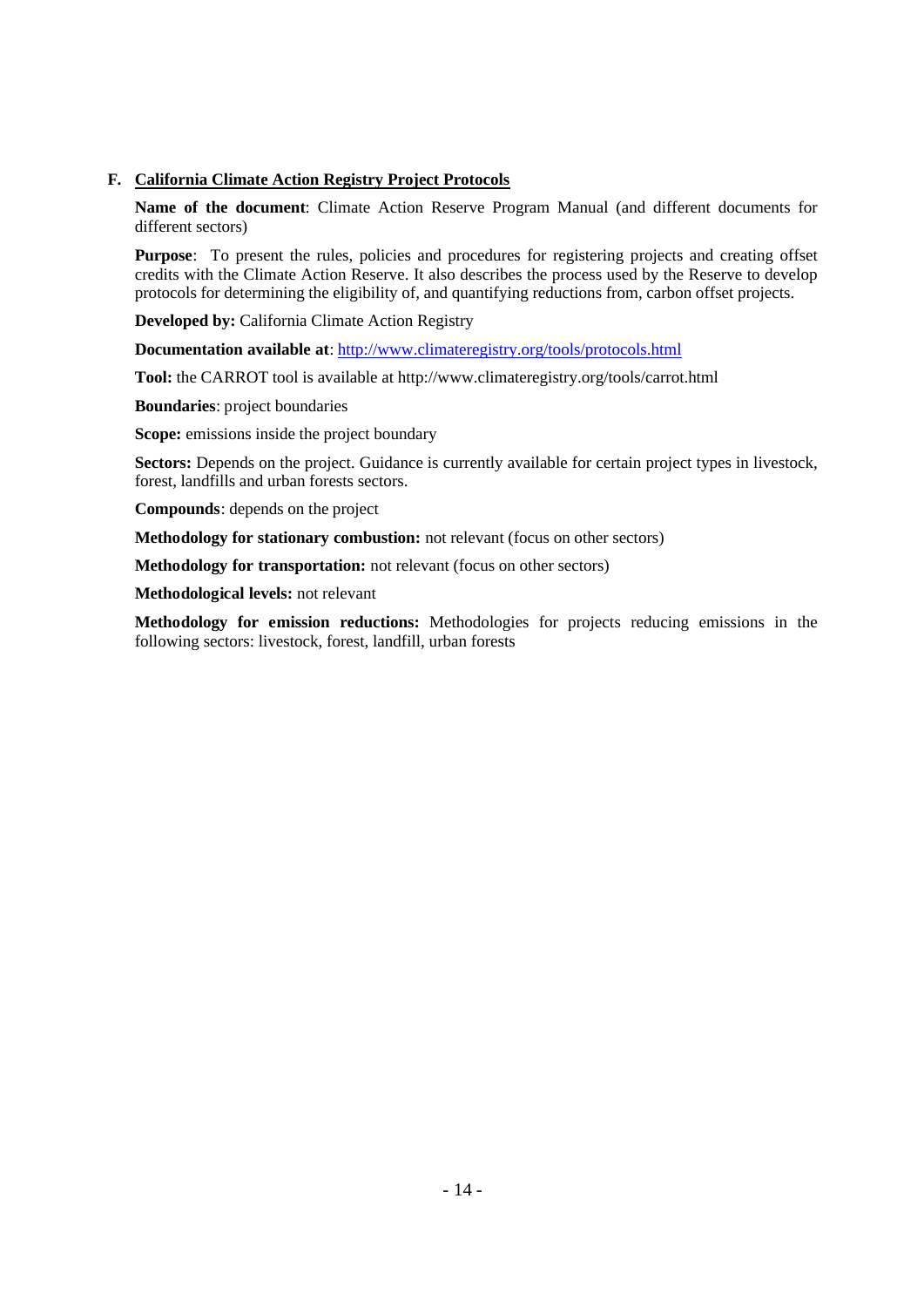### F. California Climate Action Registry Project Protocols

**Name of the document**: Climate Action Reserve Program Manual (and different documents for different sectors)

**Purpose**: To present the rules, policies and procedures for registering projects and creating offset credits with the Climate Action Reserve. It also describes the process used by the Reserve to develop protocols for determining the eligibility of, and quantifying reductions from, carbon offset projects.

**Developed by:** California Climate Action Registry

**Documentation available at**: [http://www.climateregistry.org/tools/protocols.html](http://www.climateregistry.org/tools/protocols.html)

**Tool:** the CARROT tool is available at http://www.climateregistry.org/tools/carrot.html

**Boundaries**: project boundaries

**Scope:** emissions inside the project boundary

**Sectors:** Depends on the project. Guidance is currently available for certain project types in livestock, forest, landfills and urban forests sectors.

**Compounds**: depends on the project

**Methodology for stationary combustion:** not relevant (focus on other sectors)

**Methodology for transportation:** not relevant (focus on other sectors)

**Methodological levels:** not relevant

**Methodology for emission reductions:** Methodologies for projects reducing emissions in the following sectors: livestock, forest, landfill, urban forests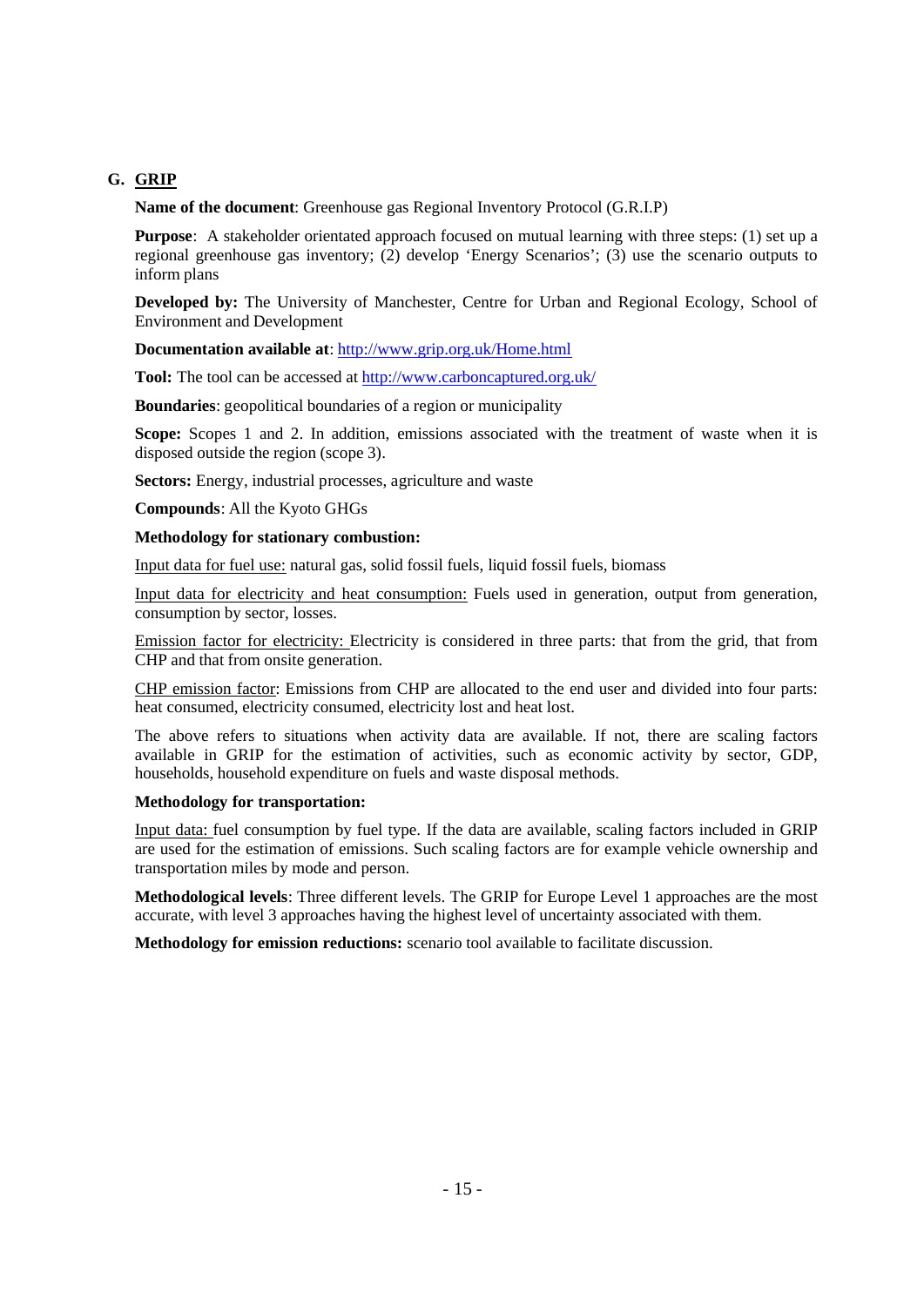## G. GRIP

**Name of the document**: Greenhouse gas Regional Inventory Protocol (G.R.I.P)

**Purpose**: A stakeholder orientated approach focused on mutual learning with three steps: (1) set up a regional greenhouse gas inventory; (2) develop 'Energy Scenarios'; (3) use the scenario outputs to inform plans

**Developed by:** The University of Manchester, Centre for Urban and Regional Ecology, School of Environment and Development

**Documentation available at**: http://www.grip.org.uk/Home.html

**Tool:** The tool can be accessed at http://www.carboncaptured.org.uk/

**Boundaries**: geopolitical boundaries of a region or municipality

**Scope:** Scopes 1 and 2. In addition, emissions associated with the treatment of waste when it is disposed outside the region (scope 3).

**Sectors:** Energy, industrial processes, agriculture and waste

**Compounds**: All the Kyoto GHGs

**Methodology for stationary combustion:**

Input data for fuel use: natural gas, solid fossil fuels, liquid fossil fuels, biomass

Input data for electricity and heat consumption: Fuels used in generation, output from generation, consumption by sector, losses.

Emission factor for electricity: Electricity is considered in three parts: that from the grid, that from CHP and that from onsite generation.

CHP emission factor: Emissions from CHP are allocated to the end user and divided into four parts: heat consumed, electricity consumed, electricity lost and heat lost.

The above refers to situations when activity data are available. If not, there are scaling factors available in GRIP for the estimation of activities, such as economic activity by sector, GDP, households, household expenditure on fuels and waste disposal methods.

**Methodology for transportation:**

Input data: fuel consumption by fuel type. If the data are available, scaling factors included in GRIP are used for the estimation of emissions. Such scaling factors are for example vehicle ownership and transportation miles by mode and person.

**Methodological levels**: Three different levels. The GRIP for Europe Level 1 approaches are the most accurate, with level 3 approaches having the highest level of uncertainty associated with them.

**Methodology for emission reductions:** scenario tool available to facilitate discussion.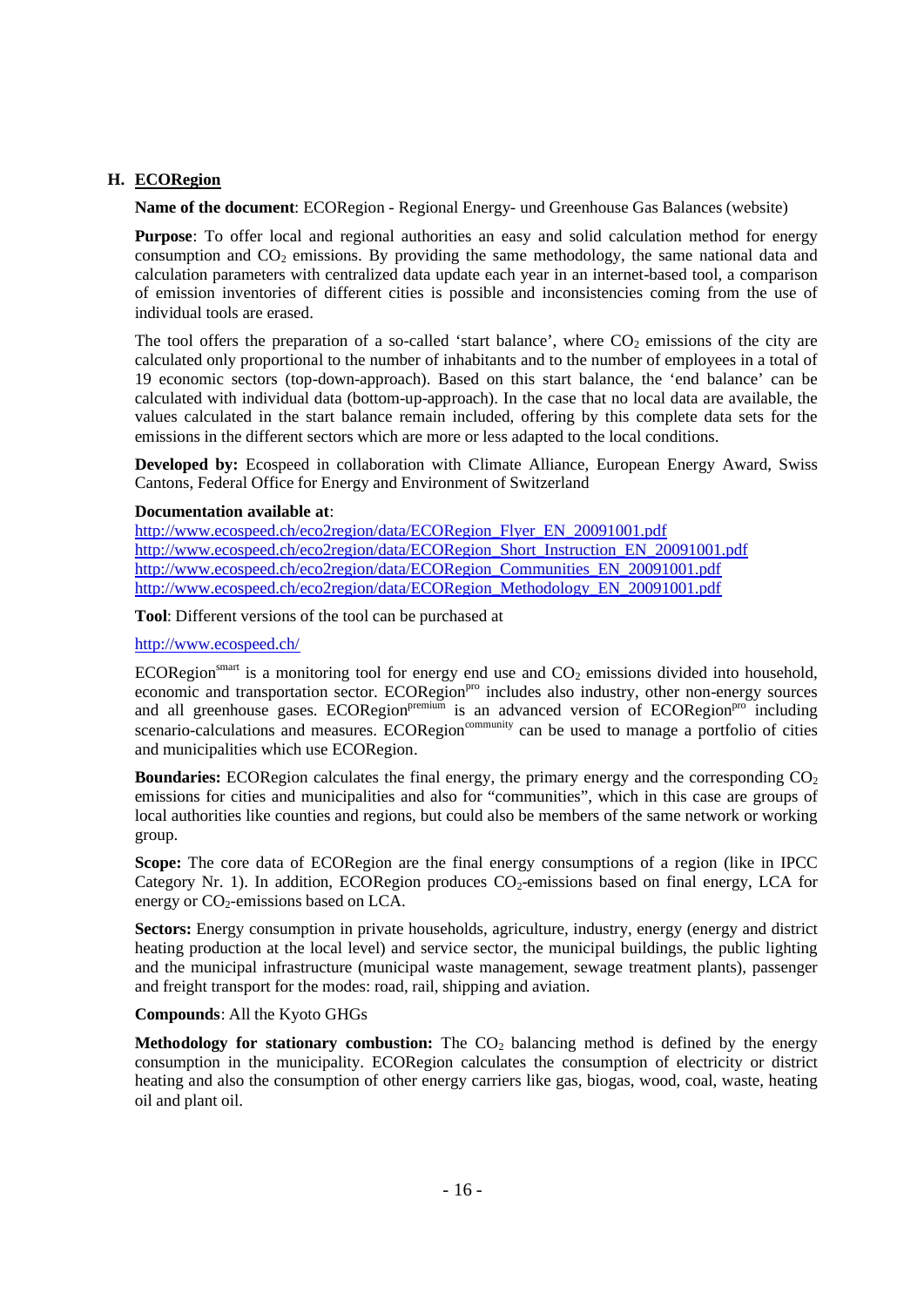## H. ECORegion

**Name of the document**: ECORegion - Regional Energy- und Greenhouse Gas Balances (website)

**Purpose**: To offer local and regional authorities an easy and solid calculation method for energy consumption and $CO_2$ emissions. By providing the same methodology, the same national data and calculation parameters with centralized data update each year in an internet-based tool, a comparison of emission inventories of different cities is possible and inconsistencies coming from the use of individual tools are erased.

The tool offers the preparation of a so-called 'start balance', where $CO_2$ emissions of the city are calculated only proportional to the number of inhabitants and to the number of employees in a total of 19 economic sectors (top-down-approach). Based on this start balance, the 'end balance' can be calculated with individual data (bottom-up-approach). In the case that no local data are available, the values calculated in the start balance remain included, offering by this complete data sets for the emissions in the different sectors which are more or less adapted to the local conditions.

**Developed by:** Ecospeed in collaboration with Climate Alliance, European Energy Award, Swiss Cantons, Federal Office for Energy and Environment of Switzerland

**Documentation available at**:
http://www.ecospeed.ch/eco2region/data/ECORegion_Flyer_EN_20091001.pdf
http://www.ecospeed.ch/eco2region/data/ECORegion_Short_Instruction_EN_20091001.pdf
http://www.ecospeed.ch/eco2region/data/ECORegion_Communities_EN_20091001.pdf
http://www.ecospeed.ch/eco2region/data/ECORegion_Methodology_EN_20091001.pdf

**Tool**: Different versions of the tool can be purchased at

http://www.ecospeed.ch/

ECORegion$^{smart}$ is a monitoring tool for energy end use and $CO_2$ emissions divided into household, economic and transportation sector. ECORegion$^{pro}$ includes also industry, other non-energy sources and all greenhouse gases. ECORegion$^{premium}$ is an advanced version of ECORegion$^{pro}$ including scenario-calculations and measures. ECORegion$^{community}$ can be used to manage a portfolio of cities and municipalities which use ECORegion.

**Boundaries:** ECORegion calculates the final energy, the primary energy and the corresponding $CO_2$ emissions for cities and municipalities and also for "communities", which in this case are groups of local authorities like counties and regions, but could also be members of the same network or working group.

**Scope:** The core data of ECORegion are the final energy consumptions of a region (like in IPCC Category Nr. 1). In addition, ECORegion produces $CO_2$-emissions based on final energy, LCA for energy or $CO_2$-emissions based on LCA.

**Sectors:** Energy consumption in private households, agriculture, industry, energy (energy and district heating production at the local level) and service sector, the municipal buildings, the public lighting and the municipal infrastructure (municipal waste management, sewage treatment plants), passenger and freight transport for the modes: road, rail, shipping and aviation.

**Compounds**: All the Kyoto GHGs

**Methodology for stationary combustion:** The $CO_2$ balancing method is defined by the energy consumption in the municipality. ECORegion calculates the consumption of electricity or district heating and also the consumption of other energy carriers like gas, biogas, wood, coal, waste, heating oil and plant oil.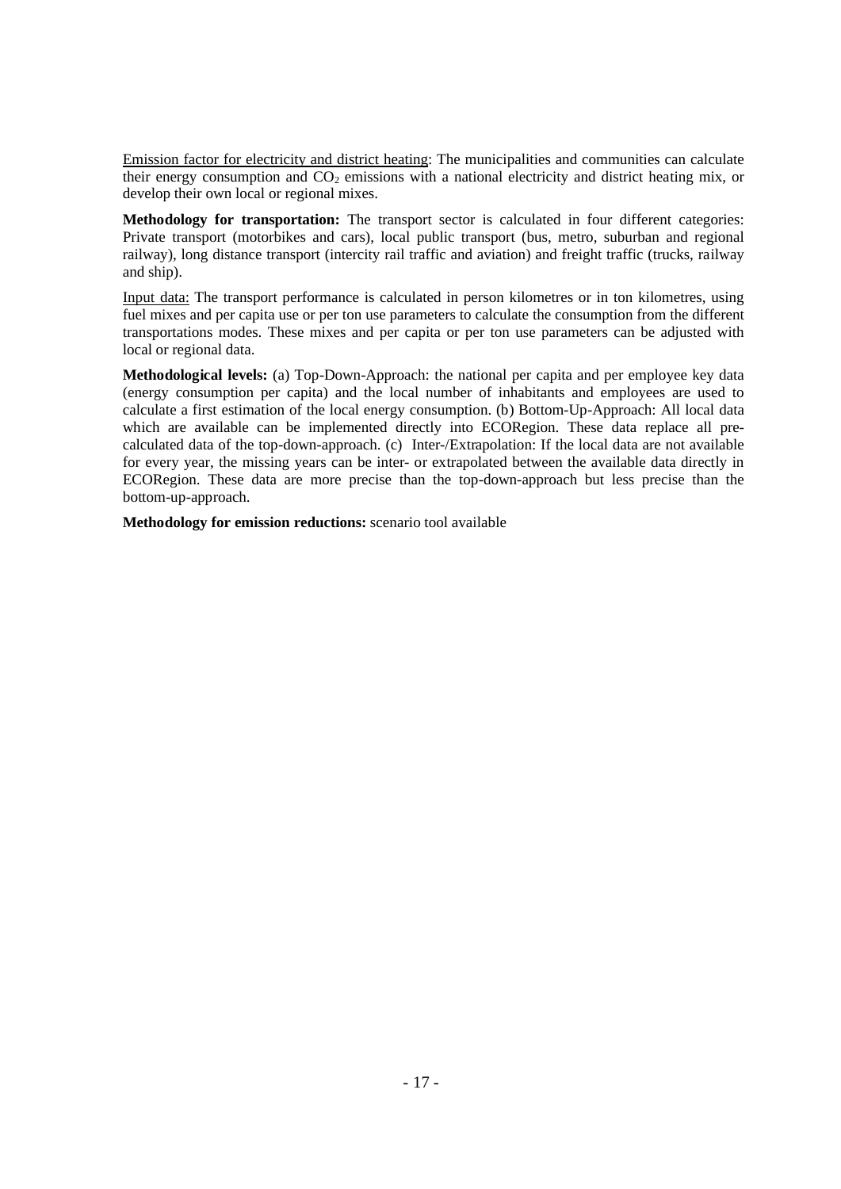Emission factor for electricity and district heating: The municipalities and communities can calculate their energy consumption and $CO_2$ emissions with a national electricity and district heating mix, or develop their own local or regional mixes.

**Methodology for transportation:** The transport sector is calculated in four different categories: Private transport (motorbikes and cars), local public transport (bus, metro, suburban and regional railway), long distance transport (intercity rail traffic and aviation) and freight traffic (trucks, railway and ship).

Input data: The transport performance is calculated in person kilometres or in ton kilometres, using fuel mixes and per capita use or per ton use parameters to calculate the consumption from the different transportations modes. These mixes and per capita or per ton use parameters can be adjusted with local or regional data.

**Methodological levels:** (a) Top-Down-Approach: the national per capita and per employee key data (energy consumption per capita) and the local number of inhabitants and employees are used to calculate a first estimation of the local energy consumption. (b) Bottom-Up-Approach: All local data which are available can be implemented directly into ECORegion. These data replace all pre-calculated data of the top-down-approach. (c) Inter-/Extrapolation: If the local data are not available for every year, the missing years can be inter- or extrapolated between the available data directly in ECORegion. These data are more precise than the top-down-approach but less precise than the bottom-up-approach.

**Methodology for emission reductions:** scenario tool available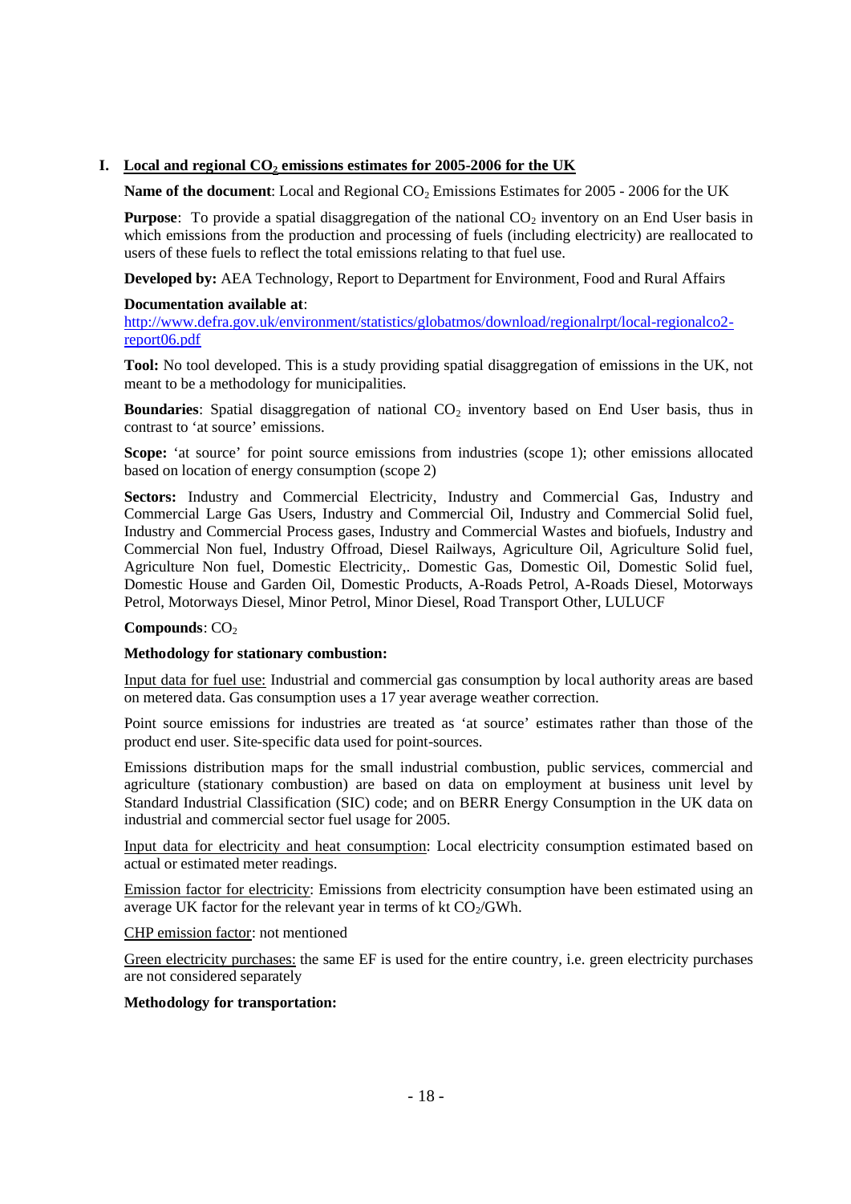## I. Local and regional $CO_2$ emissions estimates for 2005-2006 for the UK

**Name of the document**: Local and Regional $CO_2$ Emissions Estimates for 2005 - 2006 for the UK

**Purpose**: To provide a spatial disaggregation of the national $CO_2$ inventory on an End User basis in which emissions from the production and processing of fuels (including electricity) are reallocated to users of these fuels to reflect the total emissions relating to that fuel use.

**Developed by:** AEA Technology, Report to Department for Environment, Food and Rural Affairs

**Documentation available at**:
http://www.defra.gov.uk/environment/statistics/globatmos/download/regionalrpt/local-regionalco2-report06.pdf

**Tool:** No tool developed. This is a study providing spatial disaggregation of emissions in the UK, not meant to be a methodology for municipalities.

**Boundaries**: Spatial disaggregation of national $CO_2$ inventory based on End User basis, thus in contrast to 'at source' emissions.

**Scope:** 'at source' for point source emissions from industries (scope 1); other emissions allocated based on location of energy consumption (scope 2)

**Sectors:** Industry and Commercial Electricity, Industry and Commercial Gas, Industry and Commercial Large Gas Users, Industry and Commercial Oil, Industry and Commercial Solid fuel, Industry and Commercial Process gases, Industry and Commercial Wastes and biofuels, Industry and Commercial Non fuel, Industry Offroad, Diesel Railways, Agriculture Oil, Agriculture Solid fuel, Agriculture Non fuel, Domestic Electricity,. Domestic Gas, Domestic Oil, Domestic Solid fuel, Domestic House and Garden Oil, Domestic Products, A-Roads Petrol, A-Roads Diesel, Motorways Petrol, Motorways Diesel, Minor Petrol, Minor Diesel, Road Transport Other, LULUCF

**Compounds**: $CO_2$

**Methodology for stationary combustion:**

Input data for fuel use: Industrial and commercial gas consumption by local authority areas are based on metered data. Gas consumption uses a 17 year average weather correction.

Point source emissions for industries are treated as 'at source' estimates rather than those of the product end user. Site-specific data used for point-sources.

Emissions distribution maps for the small industrial combustion, public services, commercial and agriculture (stationary combustion) are based on data on employment at business unit level by Standard Industrial Classification (SIC) code; and on BERR Energy Consumption in the UK data on industrial and commercial sector fuel usage for 2005.

Input data for electricity and heat consumption: Local electricity consumption estimated based on actual or estimated meter readings.

Emission factor for electricity: Emissions from electricity consumption have been estimated using an average UK factor for the relevant year in terms of kt $CO_2$/GWh.

CHP emission factor: not mentioned

Green electricity purchases: the same EF is used for the entire country, i.e. green electricity purchases are not considered separately

**Methodology for transportation:**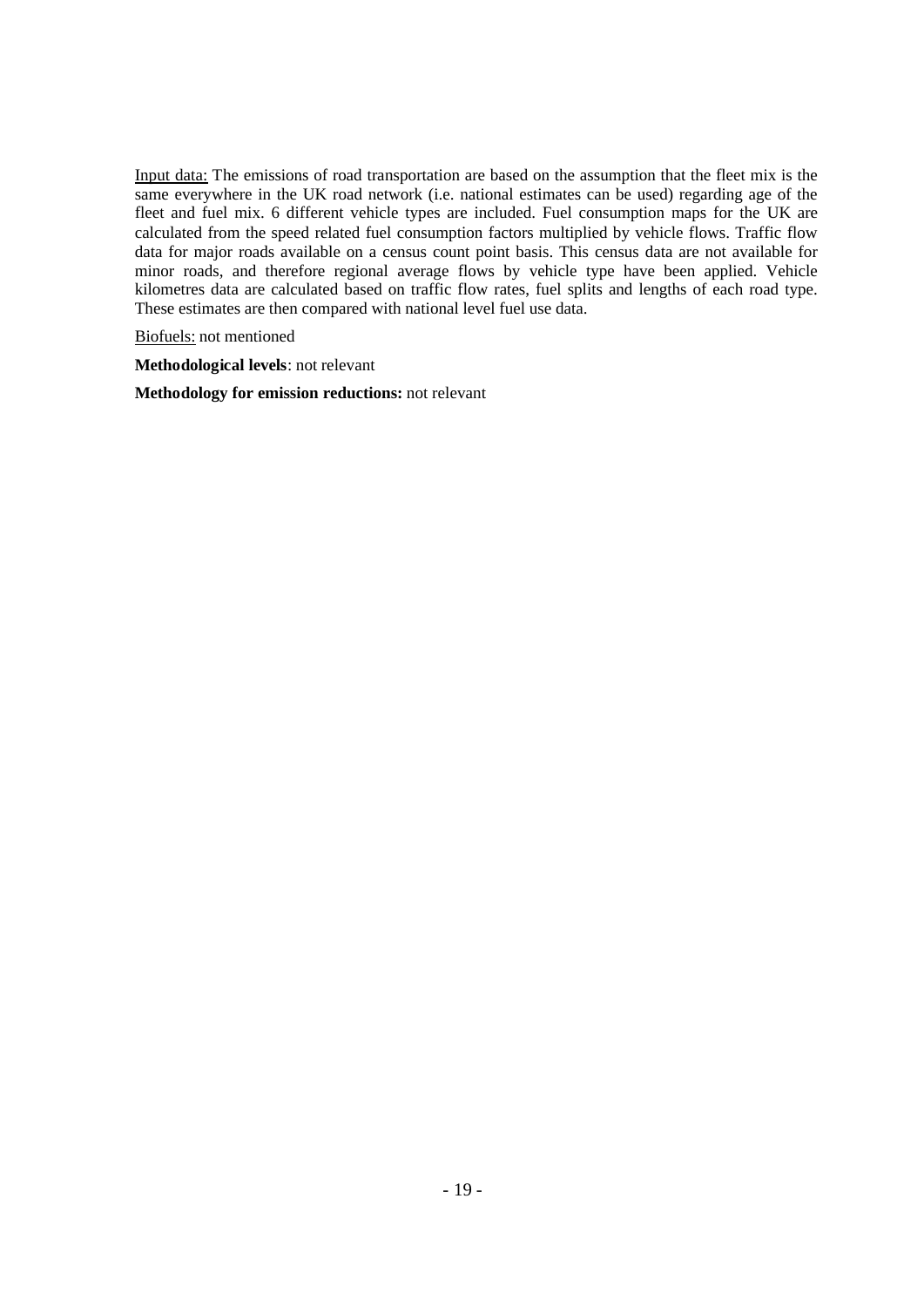<u>Input data:</u> The emissions of road transportation are based on the assumption that the fleet mix is the same everywhere in the UK road network (i.e. national estimates can be used) regarding age of the fleet and fuel mix. 6 different vehicle types are included. Fuel consumption maps for the UK are calculated from the speed related fuel consumption factors multiplied by vehicle flows. Traffic flow data for major roads available on a census count point basis. This census data are not available for minor roads, and therefore regional average flows by vehicle type have been applied. Vehicle kilometres data are calculated based on traffic flow rates, fuel splits and lengths of each road type. These estimates are then compared with national level fuel use data.

<u>Biofuels:</u> not mentioned

**Methodological levels**: not relevant

**Methodology for emission reductions:** not relevant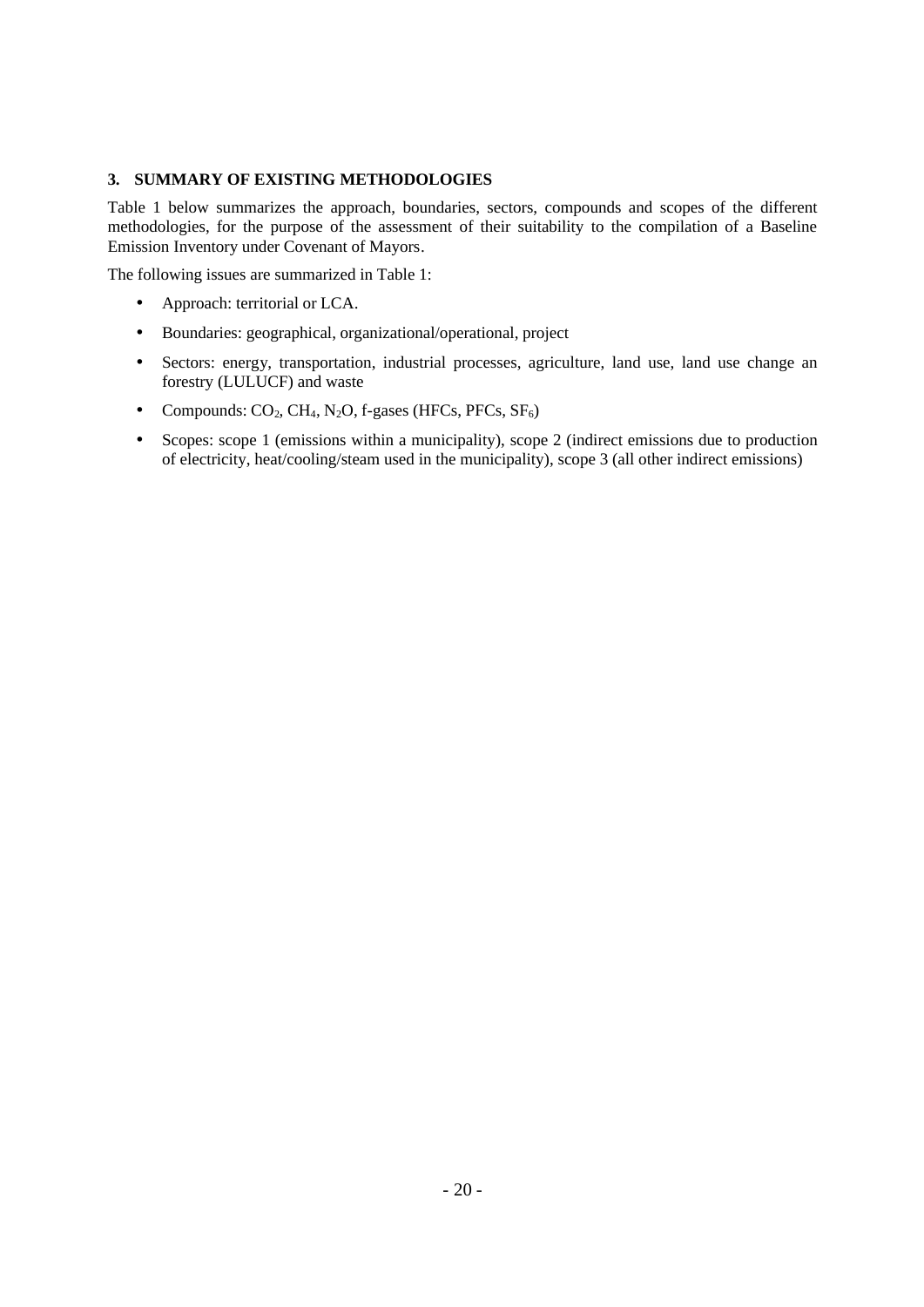### 3. SUMMARY OF EXISTING METHODOLOGIES

Table 1 below summarizes the approach, boundaries, sectors, compounds and scopes of the different methodologies, for the purpose of the assessment of their suitability to the compilation of a Baseline Emission Inventory under Covenant of Mayors.

The following issues are summarized in Table 1:

- Approach: territorial or LCA.
- Boundaries: geographical, organizational/operational, project
- Sectors: energy, transportation, industrial processes, agriculture, land use, land use change an forestry (LULUCF) and waste
- Compounds: $CO_2$, $CH_4$, $N_2O$, f-gases (HFCs, PFCs, $SF_6$)
- Scopes: scope 1 (emissions within a municipality), scope 2 (indirect emissions due to production of electricity, heat/cooling/steam used in the municipality), scope 3 (all other indirect emissions)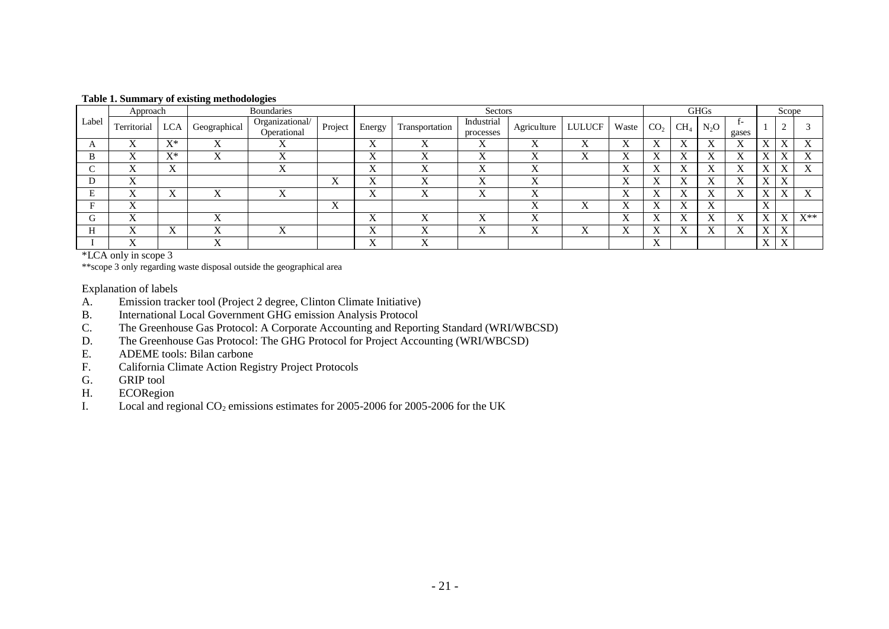**Table 1. Summary of existing methodologies**

| Label | Approach | | Boundaries | | | Sectors | | | | | | GHGs | | | | Scope | | |
|---|---|---|---|---|---|---|---|---|---|---|---|---|---|---|---|---|---|---|
| | Territorial | LCA | Geographical | Organizational/ Operational | Project | Energy | Transportation | Industrial processes | Agriculture | LULUCF | Waste | $CO_2$ | $CH_4$ | $N_2O$ | f-gases | 1 | 2 | 3 |
| A | X | X* | X | X | | X | X | X | X | X | X | X | X | X | X | X | X | X |
| B | X | X* | X | X | | X | X | X | X | X | X | X | X | X | X | X | X | X |
| C | X | X | | X | | X | X | X | X | | X | X | X | X | X | X | X | X |
| D | X | | | | X | X | X | X | X | | X | X | X | X | X | X | X | |
| E | X | X | X | X | | X | X | X | X | | X | X | X | X | X | X | X | X |
| F | X | | | | X | | | | X | X | X | X | X | X | | X | | |
| G | X | | X | | | X | X | X | X | | X | X | X | X | X | X | X | X** |
| H | X | X | X | X | | X | X | X | X | X | X | X | X | X | X | X | X | |
| I | X | | X | | | X | X | | | | | X | | | | X | X | |

*LCA only in scope 3

**scope 3 only regarding waste disposal outside the geographical area

Explanation of labels

A. Emission tracker tool (Project 2 degree, Clinton Climate Initiative)
B. International Local Government GHG emission Analysis Protocol
C. The Greenhouse Gas Protocol: A Corporate Accounting and Reporting Standard (WRI/WBCSD)
D. The Greenhouse Gas Protocol: The GHG Protocol for Project Accounting (WRI/WBCSD)
E. ADEME tools: Bilan carbone
F. California Climate Action Registry Project Protocols
G. GRIP tool
H. ECORegion
I. Local and regional $CO_2$ emissions estimates for 2005-2006 for 2005-2006 for the UK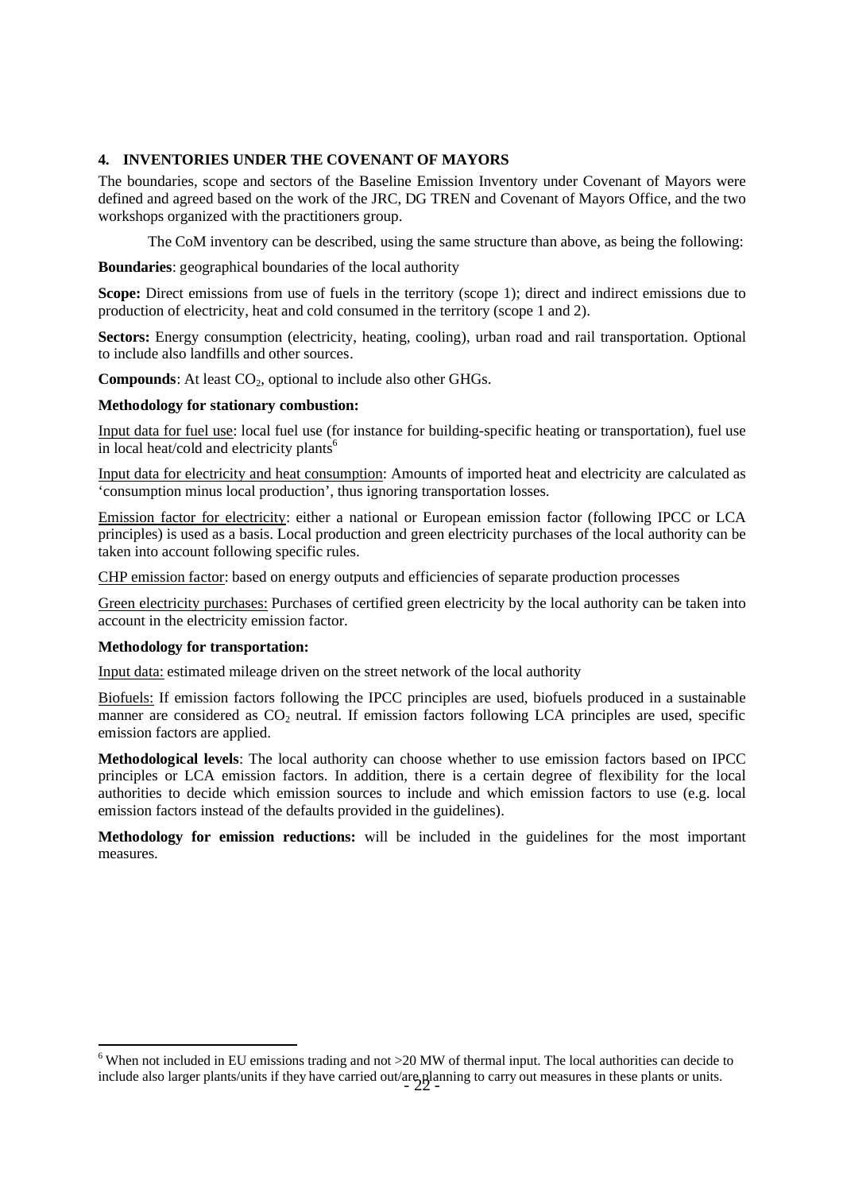## 4. INVENTORIES UNDER THE COVENANT OF MAYORS

The boundaries, scope and sectors of the Baseline Emission Inventory under Covenant of Mayors were defined and agreed based on the work of the JRC, DG TREN and Covenant of Mayors Office, and the two workshops organized with the practitioners group.

The CoM inventory can be described, using the same structure than above, as being the following:

**Boundaries**: geographical boundaries of the local authority

**Scope:** Direct emissions from use of fuels in the territory (scope 1); direct and indirect emissions due to production of electricity, heat and cold consumed in the territory (scope 1 and 2).

**Sectors:** Energy consumption (electricity, heating, cooling), urban road and rail transportation. Optional to include also landfills and other sources.

**Compounds**: At least $CO_2$, optional to include also other GHGs.

**Methodology for stationary combustion:**

Input data for fuel use: local fuel use (for instance for building-specific heating or transportation), fuel use in local heat/cold and electricity plants[6]

Input data for electricity and heat consumption: Amounts of imported heat and electricity are calculated as 'consumption minus local production', thus ignoring transportation losses.

Emission factor for electricity: either a national or European emission factor (following IPCC or LCA principles) is used as a basis. Local production and green electricity purchases of the local authority can be taken into account following specific rules.

CHP emission factor: based on energy outputs and efficiencies of separate production processes

Green electricity purchases: Purchases of certified green electricity by the local authority can be taken into account in the electricity emission factor.

**Methodology for transportation:**

Input data: estimated mileage driven on the street network of the local authority

Biofuels: If emission factors following the IPCC principles are used, biofuels produced in a sustainable manner are considered as $CO_2$ neutral. If emission factors following LCA principles are used, specific emission factors are applied.

**Methodological levels**: The local authority can choose whether to use emission factors based on IPCC principles or LCA emission factors. In addition, there is a certain degree of flexibility for the local authorities to decide which emission sources to include and which emission factors to use (e.g. local emission factors instead of the defaults provided in the guidelines).

**Methodology for emission reductions:** will be included in the guidelines for the most important measures.

---

[6] When not included in EU emissions trading and not >20 MW of thermal input. The local authorities can decide to include also larger plants/units if they have carried out/are planning to carry out measures in these plants or units.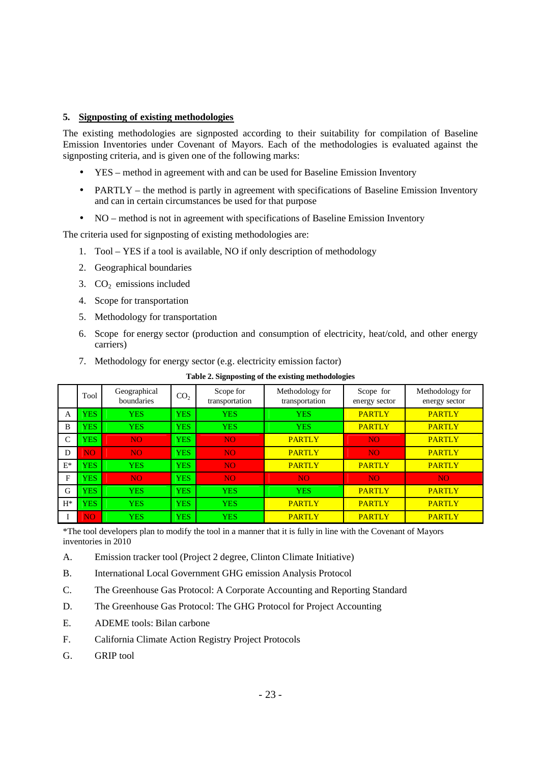## 5. Signposting of existing methodologies

The existing methodologies are signposted according to their suitability for compilation of Baseline Emission Inventories under Covenant of Mayors. Each of the methodologies is evaluated against the signposting criteria, and is given one of the following marks:

- YES – method in agreement with and can be used for Baseline Emission Inventory
- PARTLY – the method is partly in agreement with specifications of Baseline Emission Inventory and can in certain circumstances be used for that purpose
- NO – method is not in agreement with specifications of Baseline Emission Inventory

The criteria used for signposting of existing methodologies are:

1. Tool – YES if a tool is available, NO if only description of methodology
2. Geographical boundaries
3. $CO_2$ emissions included
4. Scope for transportation
5. Methodology for transportation
6. Scope for energy sector (production and consumption of electricity, heat/cold, and other energy carriers)
7. Methodology for energy sector (e.g. electricity emission factor)

**Table 2. Signposting of the existing methodologies**

| | Tool | Geographical boundaries | $CO_2$ | Scope for transportation | Methodology for transportation | Scope for energy sector | Methodology for energy sector |
|---|---|---|---|---|---|---|---|
| A | YES | YES | YES | YES | YES | PARTLY | PARTLY |
| B | YES | YES | YES | YES | YES | PARTLY | PARTLY |
| C | YES | NO | YES | NO | PARTLY | NO | PARTLY |
| D | NO | NO | YES | NO | PARTLY | NO | PARTLY |
| E* | YES | YES | YES | NO | PARTLY | PARTLY | PARTLY |
| F | YES | NO | YES | NO | NO | NO | NO |
| G | YES | YES | YES | YES | YES | PARTLY | PARTLY |
| H* | YES | YES | YES | YES | PARTLY | PARTLY | PARTLY |
| I | NO | YES | YES | YES | PARTLY | PARTLY | PARTLY |

*The tool developers plan to modify the tool in a manner that it is fully in line with the Covenant of Mayors inventories in 2010

A. Emission tracker tool (Project 2 degree, Clinton Climate Initiative)

B. International Local Government GHG emission Analysis Protocol

C. The Greenhouse Gas Protocol: A Corporate Accounting and Reporting Standard

D. The Greenhouse Gas Protocol: The GHG Protocol for Project Accounting

E. ADEME tools: Bilan carbone

F. California Climate Action Registry Project Protocols

G. GRIP tool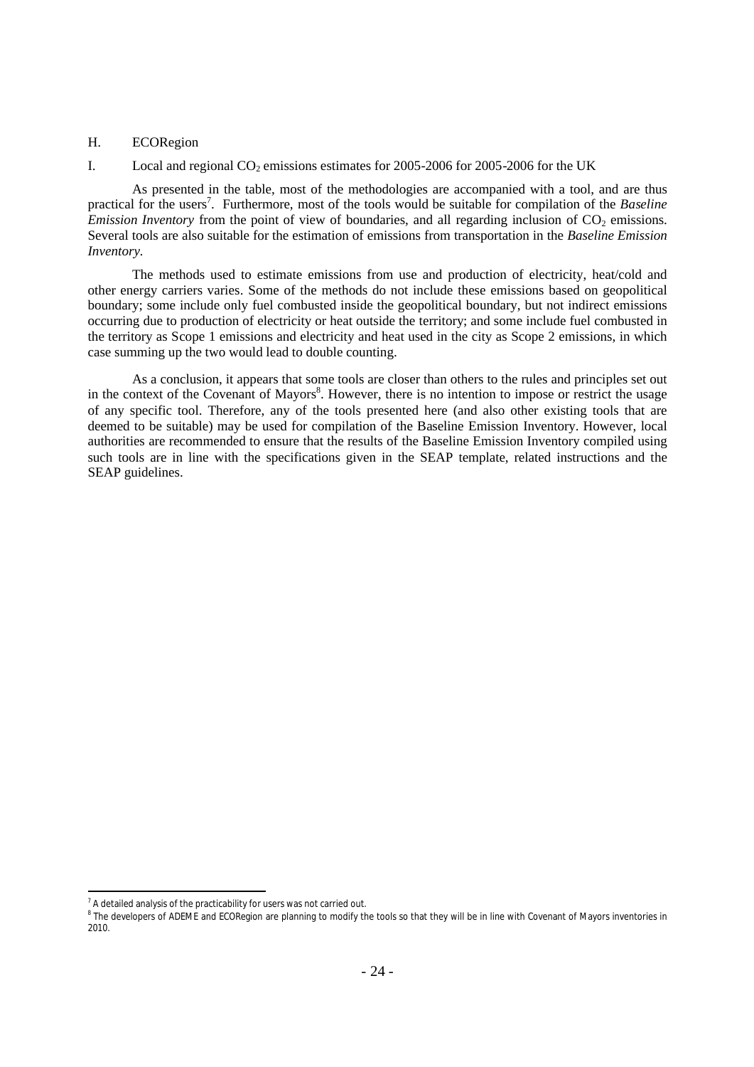H. ECORegion

I. Local and regional $CO_2$ emissions estimates for 2005-2006 for 2005-2006 for the UK

As presented in the table, most of the methodologies are accompanied with a tool, and are thus practical for the users[7]. Furthermore, most of the tools would be suitable for compilation of the *Baseline Emission Inventory* from the point of view of boundaries, and all regarding inclusion of $CO_2$ emissions. Several tools are also suitable for the estimation of emissions from transportation in the *Baseline Emission Inventory*.

The methods used to estimate emissions from use and production of electricity, heat/cold and other energy carriers varies. Some of the methods do not include these emissions based on geopolitical boundary; some include only fuel combusted inside the geopolitical boundary, but not indirect emissions occurring due to production of electricity or heat outside the territory; and some include fuel combusted in the territory as Scope 1 emissions and electricity and heat used in the city as Scope 2 emissions, in which case summing up the two would lead to double counting.

As a conclusion, it appears that some tools are closer than others to the rules and principles set out in the context of the Covenant of Mayors[8]. However, there is no intention to impose or restrict the usage of any specific tool. Therefore, any of the tools presented here (and also other existing tools that are deemed to be suitable) may be used for compilation of the Baseline Emission Inventory. However, local authorities are recommended to ensure that the results of the Baseline Emission Inventory compiled using such tools are in line with the specifications given in the SEAP template, related instructions and the SEAP guidelines.

---

[7] A detailed analysis of the practicability for users was not carried out.

[8] The developers of ADEME and ECORegion are planning to modify the tools so that they will be in line with Covenant of Mayors inventories in 2010.